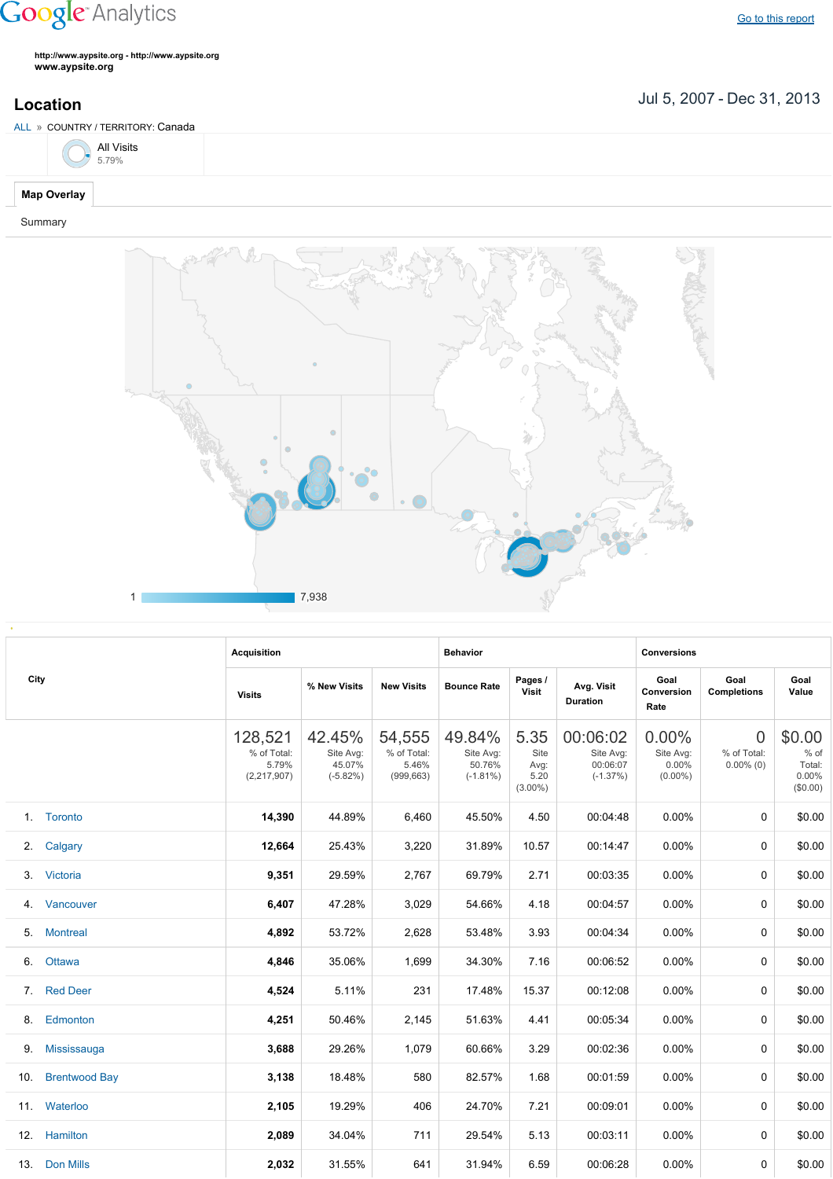Google Analytics

Go to this report

http://www.aypsite.org - http://www.aypsite.org
www.aypsite.org

## Location

Jul 5, 2007 - Dec 31, 2013

ALL » COUNTRY / TERRITORY: Canada

All Visits
5.79%

**Map Overlay**

Summary

1 7,938

| City | Acquisition | | | Behavior | | | Conversions | | |
|---|---|---|---|---|---|---|---|---|---|
| | Visits | % New Visits | New Visits | Bounce Rate | Pages / Visit | Avg. Visit Duration | Goal Conversion Rate | Goal Completions | Goal Value |
| | 128,521 % of Total: 5.79% (2,217,907) | 42.45% Site Avg: 45.07% (-5.82%) | 54,555 % of Total: 5.46% (999,663) | 49.84% Site Avg: 50.76% (-1.81%) | 5.35 Site Avg: 5.20 (3.00%) | 00:06:02 Site Avg: 00:06:07 (-1.37%) | 0.00% Site Avg: 0.00% (0.00%) | 0 % of Total: 0.00% (0) | $0.00 % of Total: 0.00% ($0.00) |
| 1. Toronto | **14,390** | 44.89% | 6,460 | 45.50% | 4.50 | 00:04:48 | 0.00% | 0 | $0.00 |
| 2. Calgary | **12,664** | 25.43% | 3,220 | 31.89% | 10.57 | 00:14:47 | 0.00% | 0 | $0.00 |
| 3. Victoria | **9,351** | 29.59% | 2,767 | 69.79% | 2.71 | 00:03:35 | 0.00% | 0 | $0.00 |
| 4. Vancouver | **6,407** | 47.28% | 3,029 | 54.66% | 4.18 | 00:04:57 | 0.00% | 0 | $0.00 |
| 5. Montreal | **4,892** | 53.72% | 2,628 | 53.48% | 3.93 | 00:04:34 | 0.00% | 0 | $0.00 |
| 6. Ottawa | **4,846** | 35.06% | 1,699 | 34.30% | 7.16 | 00:06:52 | 0.00% | 0 | $0.00 |
| 7. Red Deer | **4,524** | 5.11% | 231 | 17.48% | 15.37 | 00:12:08 | 0.00% | 0 | $0.00 |
| 8. Edmonton | **4,251** | 50.46% | 2,145 | 51.63% | 4.41 | 00:05:34 | 0.00% | 0 | $0.00 |
| 9. Mississauga | **3,688** | 29.26% | 1,079 | 60.66% | 3.29 | 00:02:36 | 0.00% | 0 | $0.00 |
| 10. Brentwood Bay | **3,138** | 18.48% | 580 | 82.57% | 1.68 | 00:01:59 | 0.00% | 0 | $0.00 |
| 11. Waterloo | **2,105** | 19.29% | 406 | 24.70% | 7.21 | 00:09:01 | 0.00% | 0 | $0.00 |
| 12. Hamilton | **2,089** | 34.04% | 711 | 29.54% | 5.13 | 00:03:11 | 0.00% | 0 | $0.00 |
| 13. Don Mills | **2,032** | 31.55% | 641 | 31.94% | 6.59 | 00:06:28 | 0.00% | 0 | $0.00 |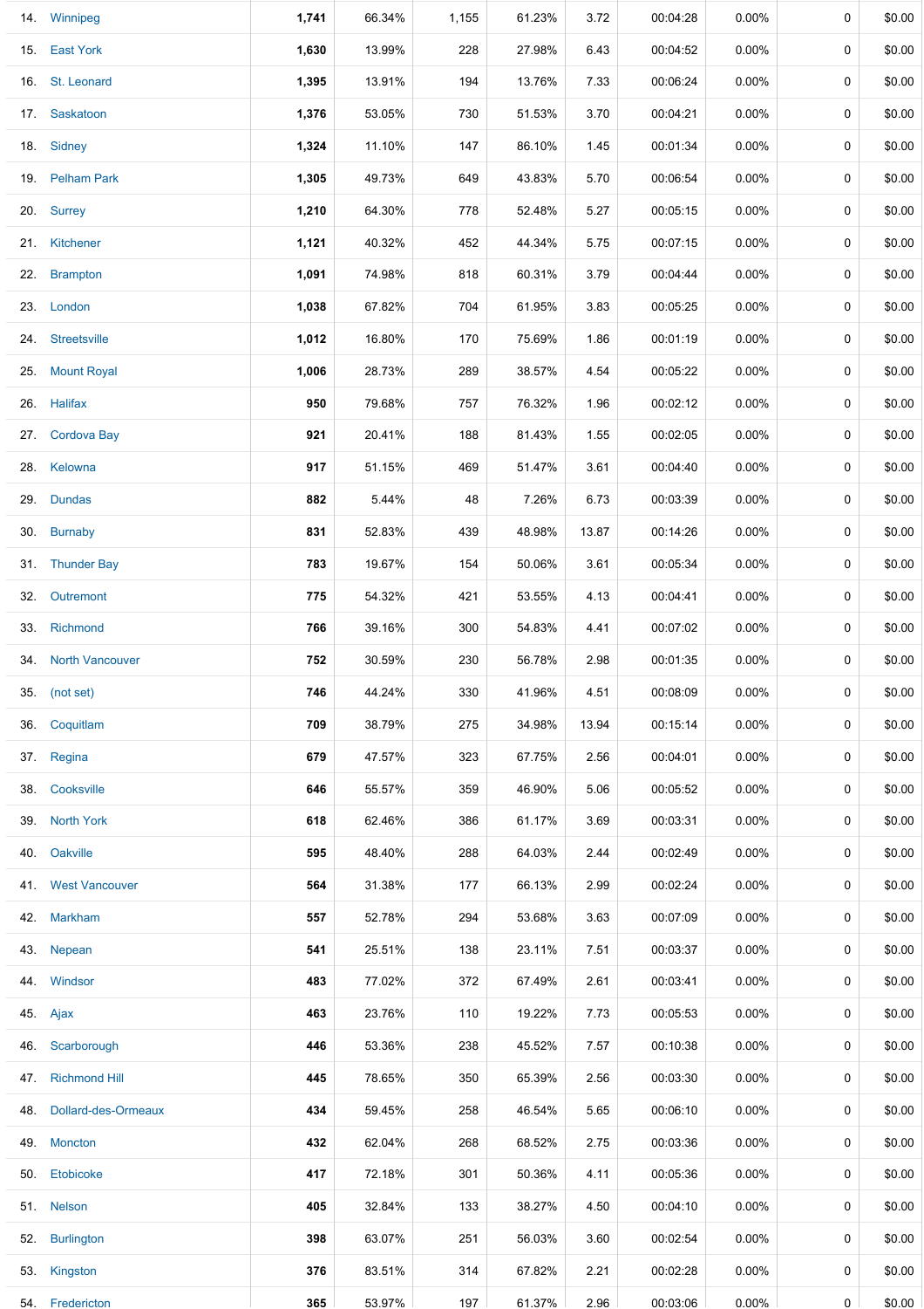| | | | | | | | | | | |
|---|---|---|---|---|---|---|---|---|---|---|
| 14. | Winnipeg | **1,741** | 66.34% | 1,155 | 61.23% | 3.72 | 00:04:28 | 0.00% | 0 | $0.00 |
| 15. | East York | **1,630** | 13.99% | 228 | 27.98% | 6.43 | 00:04:52 | 0.00% | 0 | $0.00 |
| 16. | St. Leonard | **1,395** | 13.91% | 194 | 13.76% | 7.33 | 00:06:24 | 0.00% | 0 | $0.00 |
| 17. | Saskatoon | **1,376** | 53.05% | 730 | 51.53% | 3.70 | 00:04:21 | 0.00% | 0 | $0.00 |
| 18. | Sidney | **1,324** | 11.10% | 147 | 86.10% | 1.45 | 00:01:34 | 0.00% | 0 | $0.00 |
| 19. | Pelham Park | **1,305** | 49.73% | 649 | 43.83% | 5.70 | 00:06:54 | 0.00% | 0 | $0.00 |
| 20. | Surrey | **1,210** | 64.30% | 778 | 52.48% | 5.27 | 00:05:15 | 0.00% | 0 | $0.00 |
| 21. | Kitchener | **1,121** | 40.32% | 452 | 44.34% | 5.75 | 00:07:15 | 0.00% | 0 | $0.00 |
| 22. | Brampton | **1,091** | 74.98% | 818 | 60.31% | 3.79 | 00:04:44 | 0.00% | 0 | $0.00 |
| 23. | London | **1,038** | 67.82% | 704 | 61.95% | 3.83 | 00:05:25 | 0.00% | 0 | $0.00 |
| 24. | Streetsville | **1,012** | 16.80% | 170 | 75.69% | 1.86 | 00:01:19 | 0.00% | 0 | $0.00 |
| 25. | Mount Royal | **1,006** | 28.73% | 289 | 38.57% | 4.54 | 00:05:22 | 0.00% | 0 | $0.00 |
| 26. | Halifax | **950** | 79.68% | 757 | 76.32% | 1.96 | 00:02:12 | 0.00% | 0 | $0.00 |
| 27. | Cordova Bay | **921** | 20.41% | 188 | 81.43% | 1.55 | 00:02:05 | 0.00% | 0 | $0.00 |
| 28. | Kelowna | **917** | 51.15% | 469 | 51.47% | 3.61 | 00:04:40 | 0.00% | 0 | $0.00 |
| 29. | Dundas | **882** | 5.44% | 48 | 7.26% | 6.73 | 00:03:39 | 0.00% | 0 | $0.00 |
| 30. | Burnaby | **831** | 52.83% | 439 | 48.98% | 13.87 | 00:14:26 | 0.00% | 0 | $0.00 |
| 31. | Thunder Bay | **783** | 19.67% | 154 | 50.06% | 3.61 | 00:05:34 | 0.00% | 0 | $0.00 |
| 32. | Outremont | **775** | 54.32% | 421 | 53.55% | 4.13 | 00:04:41 | 0.00% | 0 | $0.00 |
| 33. | Richmond | **766** | 39.16% | 300 | 54.83% | 4.41 | 00:07:02 | 0.00% | 0 | $0.00 |
| 34. | North Vancouver | **752** | 30.59% | 230 | 56.78% | 2.98 | 00:01:35 | 0.00% | 0 | $0.00 |
| 35. | (not set) | **746** | 44.24% | 330 | 41.96% | 4.51 | 00:08:09 | 0.00% | 0 | $0.00 |
| 36. | Coquitlam | **709** | 38.79% | 275 | 34.98% | 13.94 | 00:15:14 | 0.00% | 0 | $0.00 |
| 37. | Regina | **679** | 47.57% | 323 | 67.75% | 2.56 | 00:04:01 | 0.00% | 0 | $0.00 |
| 38. | Cooksville | **646** | 55.57% | 359 | 46.90% | 5.06 | 00:05:52 | 0.00% | 0 | $0.00 |
| 39. | North York | **618** | 62.46% | 386 | 61.17% | 3.69 | 00:03:31 | 0.00% | 0 | $0.00 |
| 40. | Oakville | **595** | 48.40% | 288 | 64.03% | 2.44 | 00:02:49 | 0.00% | 0 | $0.00 |
| 41. | West Vancouver | **564** | 31.38% | 177 | 66.13% | 2.99 | 00:02:24 | 0.00% | 0 | $0.00 |
| 42. | Markham | **557** | 52.78% | 294 | 53.68% | 3.63 | 00:07:09 | 0.00% | 0 | $0.00 |
| 43. | Nepean | **541** | 25.51% | 138 | 23.11% | 7.51 | 00:03:37 | 0.00% | 0 | $0.00 |
| 44. | Windsor | **483** | 77.02% | 372 | 67.49% | 2.61 | 00:03:41 | 0.00% | 0 | $0.00 |
| 45. | Ajax | **463** | 23.76% | 110 | 19.22% | 7.73 | 00:05:53 | 0.00% | 0 | $0.00 |
| 46. | Scarborough | **446** | 53.36% | 238 | 45.52% | 7.57 | 00:10:38 | 0.00% | 0 | $0.00 |
| 47. | Richmond Hill | **445** | 78.65% | 350 | 65.39% | 2.56 | 00:03:30 | 0.00% | 0 | $0.00 |
| 48. | Dollard-des-Ormeaux | **434** | 59.45% | 258 | 46.54% | 5.65 | 00:06:10 | 0.00% | 0 | $0.00 |
| 49. | Moncton | **432** | 62.04% | 268 | 68.52% | 2.75 | 00:03:36 | 0.00% | 0 | $0.00 |
| 50. | Etobicoke | **417** | 72.18% | 301 | 50.36% | 4.11 | 00:05:36 | 0.00% | 0 | $0.00 |
| 51. | Nelson | **405** | 32.84% | 133 | 38.27% | 4.50 | 00:04:10 | 0.00% | 0 | $0.00 |
| 52. | Burlington | **398** | 63.07% | 251 | 56.03% | 3.60 | 00:02:54 | 0.00% | 0 | $0.00 |
| 53. | Kingston | **376** | 83.51% | 314 | 67.82% | 2.21 | 00:02:28 | 0.00% | 0 | $0.00 |
| 54. | Fredericton | **365** | 53.97% | 197 | 61.37% | 2.96 | 00:03:06 | 0.00% | 0 | $0.00 |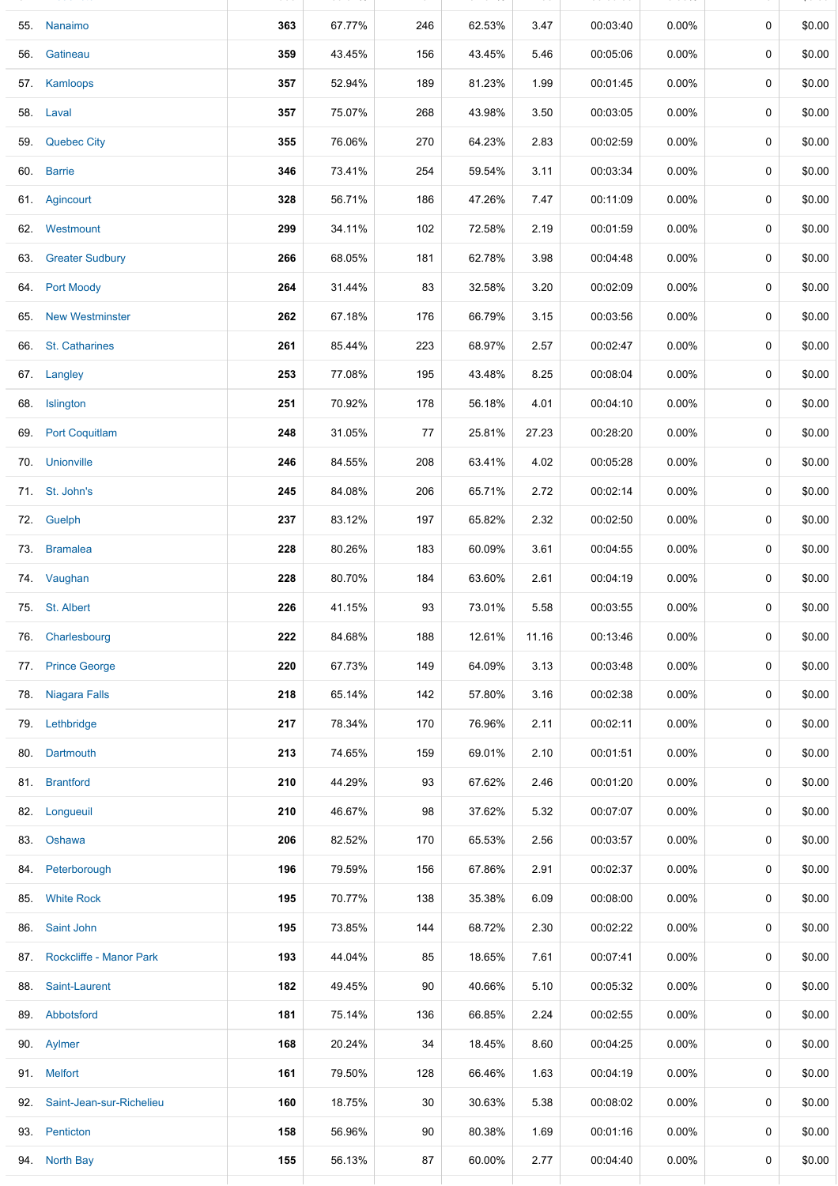| | | | | | | | | | |
|---|---|---|---|---|---|---|---|---|---|
| 55. | Nanaimo | **363** | 67.77% | 246 | 62.53% | 3.47 | 00:03:40 | 0.00% | 0 | $0.00 |
| 56. | Gatineau | **359** | 43.45% | 156 | 43.45% | 5.46 | 00:05:06 | 0.00% | 0 | $0.00 |
| 57. | Kamloops | **357** | 52.94% | 189 | 81.23% | 1.99 | 00:01:45 | 0.00% | 0 | $0.00 |
| 58. | Laval | **357** | 75.07% | 268 | 43.98% | 3.50 | 00:03:05 | 0.00% | 0 | $0.00 |
| 59. | Quebec City | **355** | 76.06% | 270 | 64.23% | 2.83 | 00:02:59 | 0.00% | 0 | $0.00 |
| 60. | Barrie | **346** | 73.41% | 254 | 59.54% | 3.11 | 00:03:34 | 0.00% | 0 | $0.00 |
| 61. | Agincourt | **328** | 56.71% | 186 | 47.26% | 7.47 | 00:11:09 | 0.00% | 0 | $0.00 |
| 62. | Westmount | **299** | 34.11% | 102 | 72.58% | 2.19 | 00:01:59 | 0.00% | 0 | $0.00 |
| 63. | Greater Sudbury | **266** | 68.05% | 181 | 62.78% | 3.98 | 00:04:48 | 0.00% | 0 | $0.00 |
| 64. | Port Moody | **264** | 31.44% | 83 | 32.58% | 3.20 | 00:02:09 | 0.00% | 0 | $0.00 |
| 65. | New Westminster | **262** | 67.18% | 176 | 66.79% | 3.15 | 00:03:56 | 0.00% | 0 | $0.00 |
| 66. | St. Catharines | **261** | 85.44% | 223 | 68.97% | 2.57 | 00:02:47 | 0.00% | 0 | $0.00 |
| 67. | Langley | **253** | 77.08% | 195 | 43.48% | 8.25 | 00:08:04 | 0.00% | 0 | $0.00 |
| 68. | Islington | **251** | 70.92% | 178 | 56.18% | 4.01 | 00:04:10 | 0.00% | 0 | $0.00 |
| 69. | Port Coquitlam | **248** | 31.05% | 77 | 25.81% | 27.23 | 00:28:20 | 0.00% | 0 | $0.00 |
| 70. | Unionville | **246** | 84.55% | 208 | 63.41% | 4.02 | 00:05:28 | 0.00% | 0 | $0.00 |
| 71. | St. John's | **245** | 84.08% | 206 | 65.71% | 2.72 | 00:02:14 | 0.00% | 0 | $0.00 |
| 72. | Guelph | **237** | 83.12% | 197 | 65.82% | 2.32 | 00:02:50 | 0.00% | 0 | $0.00 |
| 73. | Bramalea | **228** | 80.26% | 183 | 60.09% | 3.61 | 00:04:55 | 0.00% | 0 | $0.00 |
| 74. | Vaughan | **228** | 80.70% | 184 | 63.60% | 2.61 | 00:04:19 | 0.00% | 0 | $0.00 |
| 75. | St. Albert | **226** | 41.15% | 93 | 73.01% | 5.58 | 00:03:55 | 0.00% | 0 | $0.00 |
| 76. | Charlesbourg | **222** | 84.68% | 188 | 12.61% | 11.16 | 00:13:46 | 0.00% | 0 | $0.00 |
| 77. | Prince George | **220** | 67.73% | 149 | 64.09% | 3.13 | 00:03:48 | 0.00% | 0 | $0.00 |
| 78. | Niagara Falls | **218** | 65.14% | 142 | 57.80% | 3.16 | 00:02:38 | 0.00% | 0 | $0.00 |
| 79. | Lethbridge | **217** | 78.34% | 170 | 76.96% | 2.11 | 00:02:11 | 0.00% | 0 | $0.00 |
| 80. | Dartmouth | **213** | 74.65% | 159 | 69.01% | 2.10 | 00:01:51 | 0.00% | 0 | $0.00 |
| 81. | Brantford | **210** | 44.29% | 93 | 67.62% | 2.46 | 00:01:20 | 0.00% | 0 | $0.00 |
| 82. | Longueuil | **210** | 46.67% | 98 | 37.62% | 5.32 | 00:07:07 | 0.00% | 0 | $0.00 |
| 83. | Oshawa | **206** | 82.52% | 170 | 65.53% | 2.56 | 00:03:57 | 0.00% | 0 | $0.00 |
| 84. | Peterborough | **196** | 79.59% | 156 | 67.86% | 2.91 | 00:02:37 | 0.00% | 0 | $0.00 |
| 85. | White Rock | **195** | 70.77% | 138 | 35.38% | 6.09 | 00:08:00 | 0.00% | 0 | $0.00 |
| 86. | Saint John | **195** | 73.85% | 144 | 68.72% | 2.30 | 00:02:22 | 0.00% | 0 | $0.00 |
| 87. | Rockcliffe - Manor Park | **193** | 44.04% | 85 | 18.65% | 7.61 | 00:07:41 | 0.00% | 0 | $0.00 |
| 88. | Saint-Laurent | **182** | 49.45% | 90 | 40.66% | 5.10 | 00:05:32 | 0.00% | 0 | $0.00 |
| 89. | Abbotsford | **181** | 75.14% | 136 | 66.85% | 2.24 | 00:02:55 | 0.00% | 0 | $0.00 |
| 90. | Aylmer | **168** | 20.24% | 34 | 18.45% | 8.60 | 00:04:25 | 0.00% | 0 | $0.00 |
| 91. | Melfort | **161** | 79.50% | 128 | 66.46% | 1.63 | 00:04:19 | 0.00% | 0 | $0.00 |
| 92. | Saint-Jean-sur-Richelieu | **160** | 18.75% | 30 | 30.63% | 5.38 | 00:08:02 | 0.00% | 0 | $0.00 |
| 93. | Penticton | **158** | 56.96% | 90 | 80.38% | 1.69 | 00:01:16 | 0.00% | 0 | $0.00 |
| 94. | North Bay | **155** | 56.13% | 87 | 60.00% | 2.77 | 00:04:40 | 0.00% | 0 | $0.00 |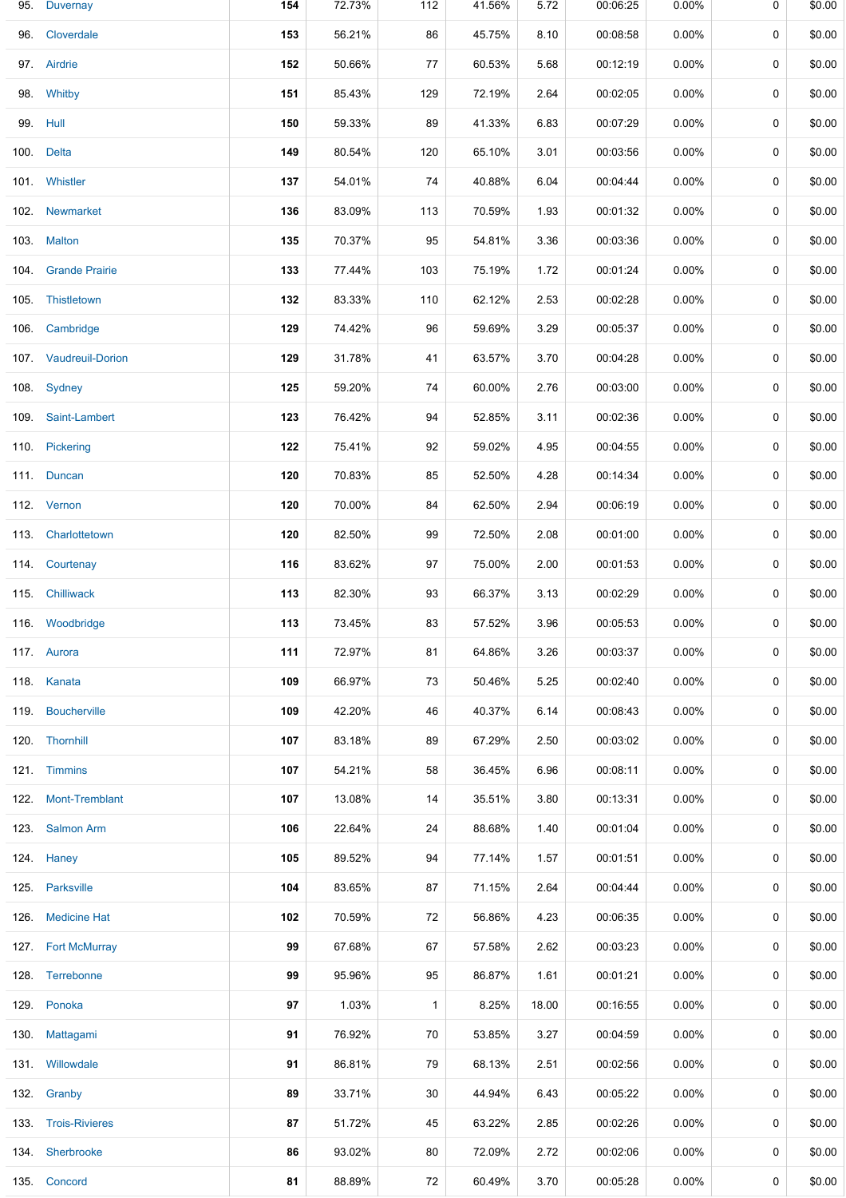| | | | | | | | | | | |
|---|---|---|---|---|---|---|---|---|---|---|
| 95. | Duvernay | **154** | 72.73% | 112 | 41.56% | 5.72 | 00:06:25 | 0.00% | 0 | $0.00 |
| 96. | Cloverdale | **153** | 56.21% | 86 | 45.75% | 8.10 | 00:08:58 | 0.00% | 0 | $0.00 |
| 97. | Airdrie | **152** | 50.66% | 77 | 60.53% | 5.68 | 00:12:19 | 0.00% | 0 | $0.00 |
| 98. | Whitby | **151** | 85.43% | 129 | 72.19% | 2.64 | 00:02:05 | 0.00% | 0 | $0.00 |
| 99. | Hull | **150** | 59.33% | 89 | 41.33% | 6.83 | 00:07:29 | 0.00% | 0 | $0.00 |
| 100. | Delta | **149** | 80.54% | 120 | 65.10% | 3.01 | 00:03:56 | 0.00% | 0 | $0.00 |
| 101. | Whistler | **137** | 54.01% | 74 | 40.88% | 6.04 | 00:04:44 | 0.00% | 0 | $0.00 |
| 102. | Newmarket | **136** | 83.09% | 113 | 70.59% | 1.93 | 00:01:32 | 0.00% | 0 | $0.00 |
| 103. | Malton | **135** | 70.37% | 95 | 54.81% | 3.36 | 00:03:36 | 0.00% | 0 | $0.00 |
| 104. | Grande Prairie | **133** | 77.44% | 103 | 75.19% | 1.72 | 00:01:24 | 0.00% | 0 | $0.00 |
| 105. | Thistletown | **132** | 83.33% | 110 | 62.12% | 2.53 | 00:02:28 | 0.00% | 0 | $0.00 |
| 106. | Cambridge | **129** | 74.42% | 96 | 59.69% | 3.29 | 00:05:37 | 0.00% | 0 | $0.00 |
| 107. | Vaudreuil-Dorion | **129** | 31.78% | 41 | 63.57% | 3.70 | 00:04:28 | 0.00% | 0 | $0.00 |
| 108. | Sydney | **125** | 59.20% | 74 | 60.00% | 2.76 | 00:03:00 | 0.00% | 0 | $0.00 |
| 109. | Saint-Lambert | **123** | 76.42% | 94 | 52.85% | 3.11 | 00:02:36 | 0.00% | 0 | $0.00 |
| 110. | Pickering | **122** | 75.41% | 92 | 59.02% | 4.95 | 00:04:55 | 0.00% | 0 | $0.00 |
| 111. | Duncan | **120** | 70.83% | 85 | 52.50% | 4.28 | 00:14:34 | 0.00% | 0 | $0.00 |
| 112. | Vernon | **120** | 70.00% | 84 | 62.50% | 2.94 | 00:06:19 | 0.00% | 0 | $0.00 |
| 113. | Charlottetown | **120** | 82.50% | 99 | 72.50% | 2.08 | 00:01:00 | 0.00% | 0 | $0.00 |
| 114. | Courtenay | **116** | 83.62% | 97 | 75.00% | 2.00 | 00:01:53 | 0.00% | 0 | $0.00 |
| 115. | Chilliwack | **113** | 82.30% | 93 | 66.37% | 3.13 | 00:02:29 | 0.00% | 0 | $0.00 |
| 116. | Woodbridge | **113** | 73.45% | 83 | 57.52% | 3.96 | 00:05:53 | 0.00% | 0 | $0.00 |
| 117. | Aurora | **111** | 72.97% | 81 | 64.86% | 3.26 | 00:03:37 | 0.00% | 0 | $0.00 |
| 118. | Kanata | **109** | 66.97% | 73 | 50.46% | 5.25 | 00:02:40 | 0.00% | 0 | $0.00 |
| 119. | Boucherville | **109** | 42.20% | 46 | 40.37% | 6.14 | 00:08:43 | 0.00% | 0 | $0.00 |
| 120. | Thornhill | **107** | 83.18% | 89 | 67.29% | 2.50 | 00:03:02 | 0.00% | 0 | $0.00 |
| 121. | Timmins | **107** | 54.21% | 58 | 36.45% | 6.96 | 00:08:11 | 0.00% | 0 | $0.00 |
| 122. | Mont-Tremblant | **107** | 13.08% | 14 | 35.51% | 3.80 | 00:13:31 | 0.00% | 0 | $0.00 |
| 123. | Salmon Arm | **106** | 22.64% | 24 | 88.68% | 1.40 | 00:01:04 | 0.00% | 0 | $0.00 |
| 124. | Haney | **105** | 89.52% | 94 | 77.14% | 1.57 | 00:01:51 | 0.00% | 0 | $0.00 |
| 125. | Parksville | **104** | 83.65% | 87 | 71.15% | 2.64 | 00:04:44 | 0.00% | 0 | $0.00 |
| 126. | Medicine Hat | **102** | 70.59% | 72 | 56.86% | 4.23 | 00:06:35 | 0.00% | 0 | $0.00 |
| 127. | Fort McMurray | **99** | 67.68% | 67 | 57.58% | 2.62 | 00:03:23 | 0.00% | 0 | $0.00 |
| 128. | Terrebonne | **99** | 95.96% | 95 | 86.87% | 1.61 | 00:01:21 | 0.00% | 0 | $0.00 |
| 129. | Ponoka | **97** | 1.03% | 1 | 8.25% | 18.00 | 00:16:55 | 0.00% | 0 | $0.00 |
| 130. | Mattagami | **91** | 76.92% | 70 | 53.85% | 3.27 | 00:04:59 | 0.00% | 0 | $0.00 |
| 131. | Willowdale | **91** | 86.81% | 79 | 68.13% | 2.51 | 00:02:56 | 0.00% | 0 | $0.00 |
| 132. | Granby | **89** | 33.71% | 30 | 44.94% | 6.43 | 00:05:22 | 0.00% | 0 | $0.00 |
| 133. | Trois-Rivieres | **87** | 51.72% | 45 | 63.22% | 2.85 | 00:02:26 | 0.00% | 0 | $0.00 |
| 134. | Sherbrooke | **86** | 93.02% | 80 | 72.09% | 2.72 | 00:02:06 | 0.00% | 0 | $0.00 |
| 135. | Concord | **81** | 88.89% | 72 | 60.49% | 3.70 | 00:05:28 | 0.00% | 0 | $0.00 |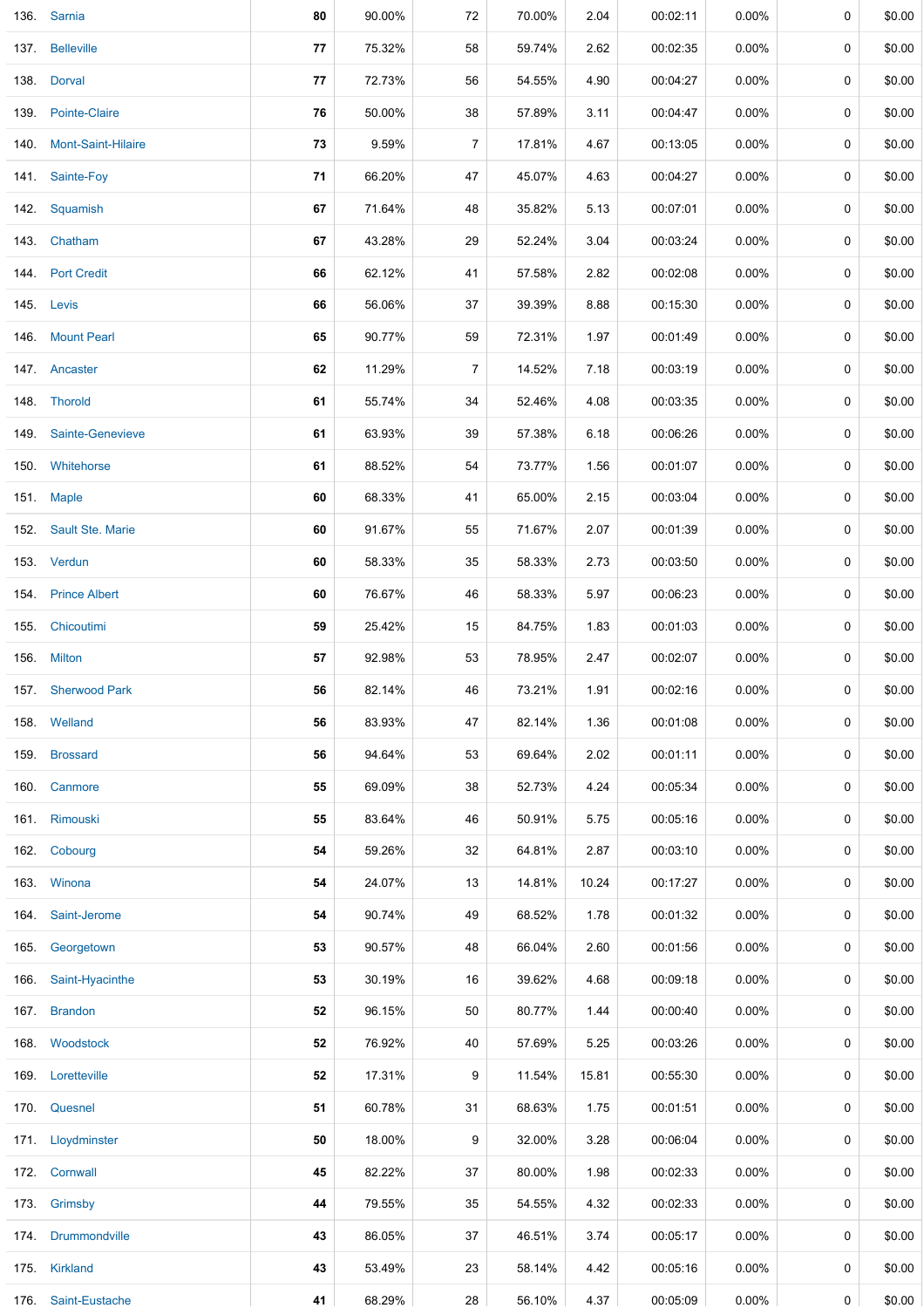| | | | | | | | | | | |
|---|---|---|---|---|---|---|---|---|---|---|
| 136. | Sarnia | **80** | 90.00% | 72 | 70.00% | 2.04 | 00:02:11 | 0.00% | 0 | $0.00 |
| 137. | Belleville | **77** | 75.32% | 58 | 59.74% | 2.62 | 00:02:35 | 0.00% | 0 | $0.00 |
| 138. | Dorval | **77** | 72.73% | 56 | 54.55% | 4.90 | 00:04:27 | 0.00% | 0 | $0.00 |
| 139. | Pointe-Claire | **76** | 50.00% | 38 | 57.89% | 3.11 | 00:04:47 | 0.00% | 0 | $0.00 |
| 140. | Mont-Saint-Hilaire | **73** | 9.59% | 7 | 17.81% | 4.67 | 00:13:05 | 0.00% | 0 | $0.00 |
| 141. | Sainte-Foy | **71** | 66.20% | 47 | 45.07% | 4.63 | 00:04:27 | 0.00% | 0 | $0.00 |
| 142. | Squamish | **67** | 71.64% | 48 | 35.82% | 5.13 | 00:07:01 | 0.00% | 0 | $0.00 |
| 143. | Chatham | **67** | 43.28% | 29 | 52.24% | 3.04 | 00:03:24 | 0.00% | 0 | $0.00 |
| 144. | Port Credit | **66** | 62.12% | 41 | 57.58% | 2.82 | 00:02:08 | 0.00% | 0 | $0.00 |
| 145. | Levis | **66** | 56.06% | 37 | 39.39% | 8.88 | 00:15:30 | 0.00% | 0 | $0.00 |
| 146. | Mount Pearl | **65** | 90.77% | 59 | 72.31% | 1.97 | 00:01:49 | 0.00% | 0 | $0.00 |
| 147. | Ancaster | **62** | 11.29% | 7 | 14.52% | 7.18 | 00:03:19 | 0.00% | 0 | $0.00 |
| 148. | Thorold | **61** | 55.74% | 34 | 52.46% | 4.08 | 00:03:35 | 0.00% | 0 | $0.00 |
| 149. | Sainte-Genevieve | **61** | 63.93% | 39 | 57.38% | 6.18 | 00:06:26 | 0.00% | 0 | $0.00 |
| 150. | Whitehorse | **61** | 88.52% | 54 | 73.77% | 1.56 | 00:01:07 | 0.00% | 0 | $0.00 |
| 151. | Maple | **60** | 68.33% | 41 | 65.00% | 2.15 | 00:03:04 | 0.00% | 0 | $0.00 |
| 152. | Sault Ste. Marie | **60** | 91.67% | 55 | 71.67% | 2.07 | 00:01:39 | 0.00% | 0 | $0.00 |
| 153. | Verdun | **60** | 58.33% | 35 | 58.33% | 2.73 | 00:03:50 | 0.00% | 0 | $0.00 |
| 154. | Prince Albert | **60** | 76.67% | 46 | 58.33% | 5.97 | 00:06:23 | 0.00% | 0 | $0.00 |
| 155. | Chicoutimi | **59** | 25.42% | 15 | 84.75% | 1.83 | 00:01:03 | 0.00% | 0 | $0.00 |
| 156. | Milton | **57** | 92.98% | 53 | 78.95% | 2.47 | 00:02:07 | 0.00% | 0 | $0.00 |
| 157. | Sherwood Park | **56** | 82.14% | 46 | 73.21% | 1.91 | 00:02:16 | 0.00% | 0 | $0.00 |
| 158. | Welland | **56** | 83.93% | 47 | 82.14% | 1.36 | 00:01:08 | 0.00% | 0 | $0.00 |
| 159. | Brossard | **56** | 94.64% | 53 | 69.64% | 2.02 | 00:01:11 | 0.00% | 0 | $0.00 |
| 160. | Canmore | **55** | 69.09% | 38 | 52.73% | 4.24 | 00:05:34 | 0.00% | 0 | $0.00 |
| 161. | Rimouski | **55** | 83.64% | 46 | 50.91% | 5.75 | 00:05:16 | 0.00% | 0 | $0.00 |
| 162. | Cobourg | **54** | 59.26% | 32 | 64.81% | 2.87 | 00:03:10 | 0.00% | 0 | $0.00 |
| 163. | Winona | **54** | 24.07% | 13 | 14.81% | 10.24 | 00:17:27 | 0.00% | 0 | $0.00 |
| 164. | Saint-Jerome | **54** | 90.74% | 49 | 68.52% | 1.78 | 00:01:32 | 0.00% | 0 | $0.00 |
| 165. | Georgetown | **53** | 90.57% | 48 | 66.04% | 2.60 | 00:01:56 | 0.00% | 0 | $0.00 |
| 166. | Saint-Hyacinthe | **53** | 30.19% | 16 | 39.62% | 4.68 | 00:09:18 | 0.00% | 0 | $0.00 |
| 167. | Brandon | **52** | 96.15% | 50 | 80.77% | 1.44 | 00:00:40 | 0.00% | 0 | $0.00 |
| 168. | Woodstock | **52** | 76.92% | 40 | 57.69% | 5.25 | 00:03:26 | 0.00% | 0 | $0.00 |
| 169. | Loretteville | **52** | 17.31% | 9 | 11.54% | 15.81 | 00:55:30 | 0.00% | 0 | $0.00 |
| 170. | Quesnel | **51** | 60.78% | 31 | 68.63% | 1.75 | 00:01:51 | 0.00% | 0 | $0.00 |
| 171. | Lloydminster | **50** | 18.00% | 9 | 32.00% | 3.28 | 00:06:04 | 0.00% | 0 | $0.00 |
| 172. | Cornwall | **45** | 82.22% | 37 | 80.00% | 1.98 | 00:02:33 | 0.00% | 0 | $0.00 |
| 173. | Grimsby | **44** | 79.55% | 35 | 54.55% | 4.32 | 00:02:33 | 0.00% | 0 | $0.00 |
| 174. | Drummondville | **43** | 86.05% | 37 | 46.51% | 3.74 | 00:05:17 | 0.00% | 0 | $0.00 |
| 175. | Kirkland | **43** | 53.49% | 23 | 58.14% | 4.42 | 00:05:16 | 0.00% | 0 | $0.00 |
| 176. | Saint-Eustache | **41** | 68.29% | 28 | 56.10% | 4.37 | 00:05:09 | 0.00% | 0 | $0.00 |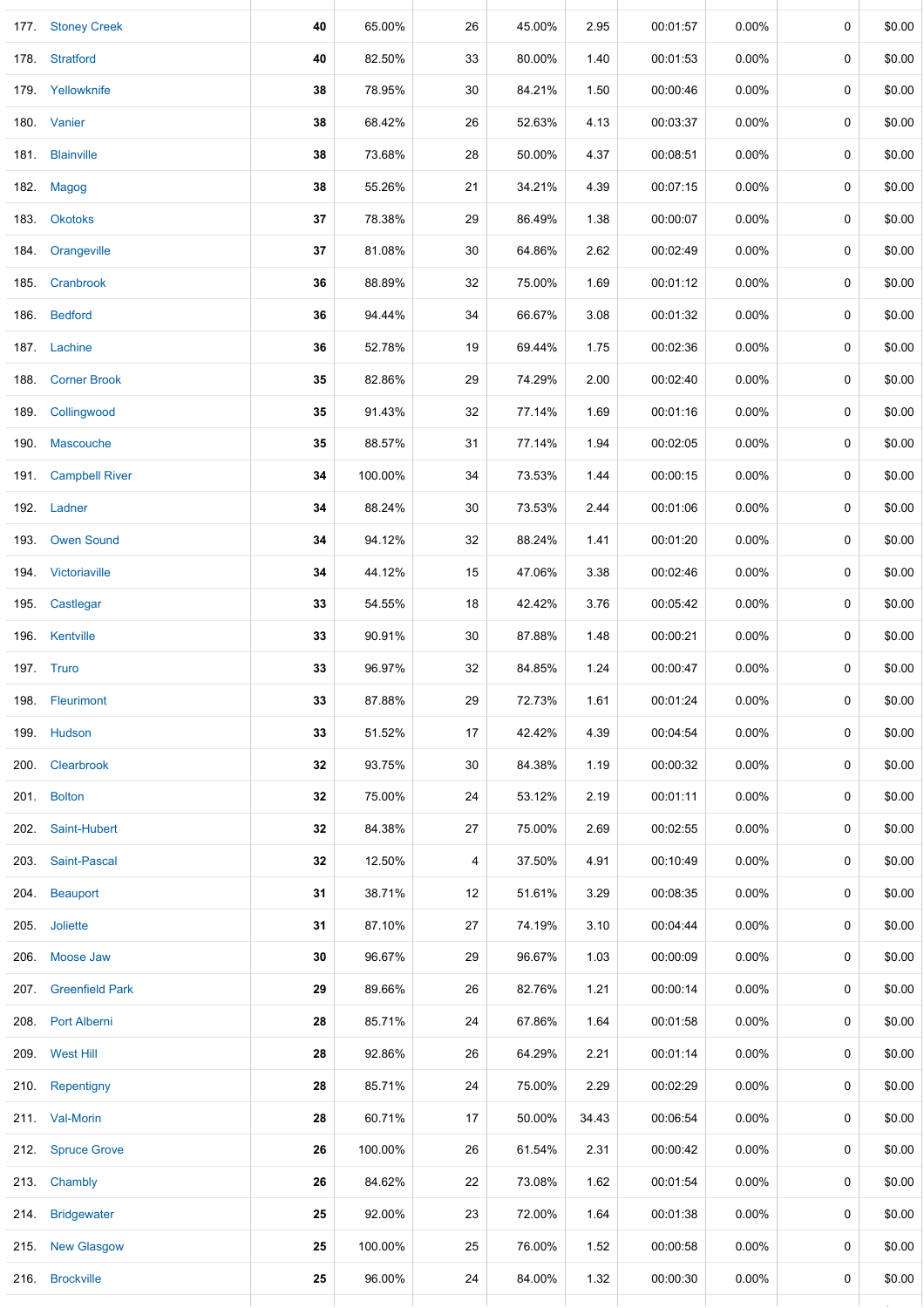| | | | | | | | | | | |
|---|---|---|---|---|---|---|---|---|---|---|
| 177. | Stoney Creek | **40** | 65.00% | 26 | 45.00% | 2.95 | 00:01:57 | 0.00% | 0 | $0.00 |
| 178. | Stratford | **40** | 82.50% | 33 | 80.00% | 1.40 | 00:01:53 | 0.00% | 0 | $0.00 |
| 179. | Yellowknife | **38** | 78.95% | 30 | 84.21% | 1.50 | 00:00:46 | 0.00% | 0 | $0.00 |
| 180. | Vanier | **38** | 68.42% | 26 | 52.63% | 4.13 | 00:03:37 | 0.00% | 0 | $0.00 |
| 181. | Blainville | **38** | 73.68% | 28 | 50.00% | 4.37 | 00:08:51 | 0.00% | 0 | $0.00 |
| 182. | Magog | **38** | 55.26% | 21 | 34.21% | 4.39 | 00:07:15 | 0.00% | 0 | $0.00 |
| 183. | Okotoks | **37** | 78.38% | 29 | 86.49% | 1.38 | 00:00:07 | 0.00% | 0 | $0.00 |
| 184. | Orangeville | **37** | 81.08% | 30 | 64.86% | 2.62 | 00:02:49 | 0.00% | 0 | $0.00 |
| 185. | Cranbrook | **36** | 88.89% | 32 | 75.00% | 1.69 | 00:01:12 | 0.00% | 0 | $0.00 |
| 186. | Bedford | **36** | 94.44% | 34 | 66.67% | 3.08 | 00:01:32 | 0.00% | 0 | $0.00 |
| 187. | Lachine | **36** | 52.78% | 19 | 69.44% | 1.75 | 00:02:36 | 0.00% | 0 | $0.00 |
| 188. | Corner Brook | **35** | 82.86% | 29 | 74.29% | 2.00 | 00:02:40 | 0.00% | 0 | $0.00 |
| 189. | Collingwood | **35** | 91.43% | 32 | 77.14% | 1.69 | 00:01:16 | 0.00% | 0 | $0.00 |
| 190. | Mascouche | **35** | 88.57% | 31 | 77.14% | 1.94 | 00:02:05 | 0.00% | 0 | $0.00 |
| 191. | Campbell River | **34** | 100.00% | 34 | 73.53% | 1.44 | 00:00:15 | 0.00% | 0 | $0.00 |
| 192. | Ladner | **34** | 88.24% | 30 | 73.53% | 2.44 | 00:01:06 | 0.00% | 0 | $0.00 |
| 193. | Owen Sound | **34** | 94.12% | 32 | 88.24% | 1.41 | 00:01:20 | 0.00% | 0 | $0.00 |
| 194. | Victoriaville | **34** | 44.12% | 15 | 47.06% | 3.38 | 00:02:46 | 0.00% | 0 | $0.00 |
| 195. | Castlegar | **33** | 54.55% | 18 | 42.42% | 3.76 | 00:05:42 | 0.00% | 0 | $0.00 |
| 196. | Kentville | **33** | 90.91% | 30 | 87.88% | 1.48 | 00:00:21 | 0.00% | 0 | $0.00 |
| 197. | Truro | **33** | 96.97% | 32 | 84.85% | 1.24 | 00:00:47 | 0.00% | 0 | $0.00 |
| 198. | Fleurimont | **33** | 87.88% | 29 | 72.73% | 1.61 | 00:01:24 | 0.00% | 0 | $0.00 |
| 199. | Hudson | **33** | 51.52% | 17 | 42.42% | 4.39 | 00:04:54 | 0.00% | 0 | $0.00 |
| 200. | Clearbrook | **32** | 93.75% | 30 | 84.38% | 1.19 | 00:00:32 | 0.00% | 0 | $0.00 |
| 201. | Bolton | **32** | 75.00% | 24 | 53.12% | 2.19 | 00:01:11 | 0.00% | 0 | $0.00 |
| 202. | Saint-Hubert | **32** | 84.38% | 27 | 75.00% | 2.69 | 00:02:55 | 0.00% | 0 | $0.00 |
| 203. | Saint-Pascal | **32** | 12.50% | 4 | 37.50% | 4.91 | 00:10:49 | 0.00% | 0 | $0.00 |
| 204. | Beauport | **31** | 38.71% | 12 | 51.61% | 3.29 | 00:08:35 | 0.00% | 0 | $0.00 |
| 205. | Joliette | **31** | 87.10% | 27 | 74.19% | 3.10 | 00:04:44 | 0.00% | 0 | $0.00 |
| 206. | Moose Jaw | **30** | 96.67% | 29 | 96.67% | 1.03 | 00:00:09 | 0.00% | 0 | $0.00 |
| 207. | Greenfield Park | **29** | 89.66% | 26 | 82.76% | 1.21 | 00:00:14 | 0.00% | 0 | $0.00 |
| 208. | Port Alberni | **28** | 85.71% | 24 | 67.86% | 1.64 | 00:01:58 | 0.00% | 0 | $0.00 |
| 209. | West Hill | **28** | 92.86% | 26 | 64.29% | 2.21 | 00:01:14 | 0.00% | 0 | $0.00 |
| 210. | Repentigny | **28** | 85.71% | 24 | 75.00% | 2.29 | 00:02:29 | 0.00% | 0 | $0.00 |
| 211. | Val-Morin | **28** | 60.71% | 17 | 50.00% | 34.43 | 00:06:54 | 0.00% | 0 | $0.00 |
| 212. | Spruce Grove | **26** | 100.00% | 26 | 61.54% | 2.31 | 00:00:42 | 0.00% | 0 | $0.00 |
| 213. | Chambly | **26** | 84.62% | 22 | 73.08% | 1.62 | 00:01:54 | 0.00% | 0 | $0.00 |
| 214. | Bridgewater | **25** | 92.00% | 23 | 72.00% | 1.64 | 00:01:38 | 0.00% | 0 | $0.00 |
| 215. | New Glasgow | **25** | 100.00% | 25 | 76.00% | 1.52 | 00:00:58 | 0.00% | 0 | $0.00 |
| 216. | Brockville | **25** | 96.00% | 24 | 84.00% | 1.32 | 00:00:30 | 0.00% | 0 | $0.00 |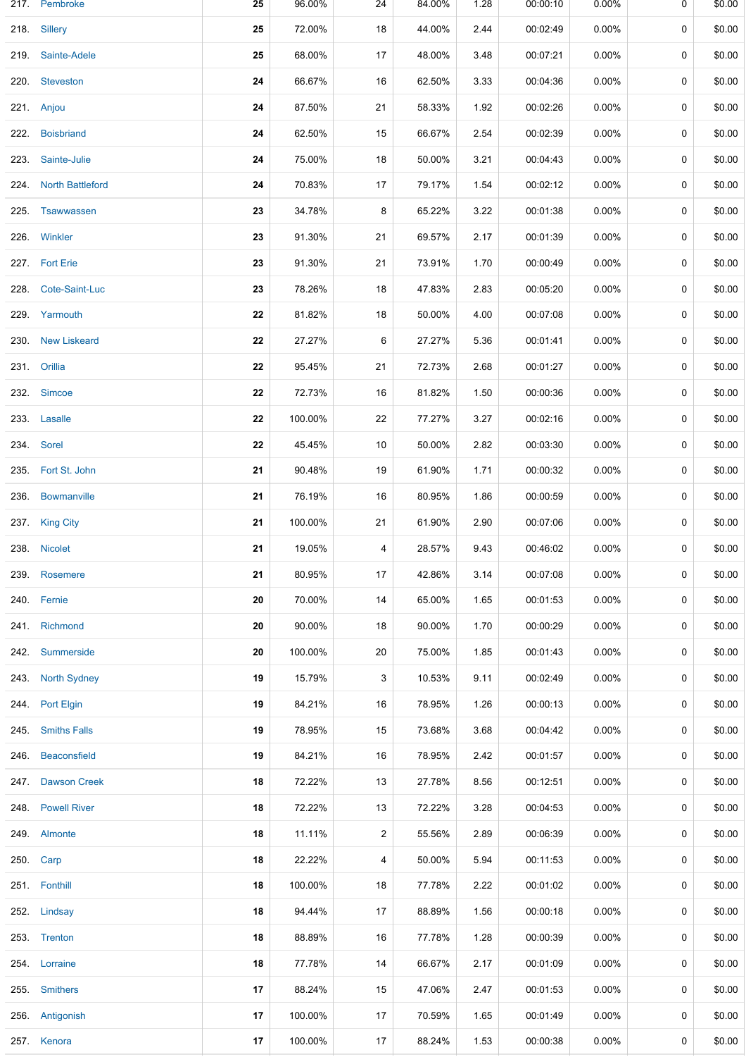| | | | | | | | | | |
|---|---|---|---|---|---|---|---|---|---|
| 217. | Pembroke | 25 | 96.00% | 24 | 84.00% | 1.28 | 00:00:10 | 0.00% | 0 | $0.00 |
| 218. | Sillery | 25 | 72.00% | 18 | 44.00% | 2.44 | 00:02:49 | 0.00% | 0 | $0.00 |
| 219. | Sainte-Adele | 25 | 68.00% | 17 | 48.00% | 3.48 | 00:07:21 | 0.00% | 0 | $0.00 |
| 220. | Steveston | 24 | 66.67% | 16 | 62.50% | 3.33 | 00:04:36 | 0.00% | 0 | $0.00 |
| 221. | Anjou | 24 | 87.50% | 21 | 58.33% | 1.92 | 00:02:26 | 0.00% | 0 | $0.00 |
| 222. | Boisbriand | 24 | 62.50% | 15 | 66.67% | 2.54 | 00:02:39 | 0.00% | 0 | $0.00 |
| 223. | Sainte-Julie | 24 | 75.00% | 18 | 50.00% | 3.21 | 00:04:43 | 0.00% | 0 | $0.00 |
| 224. | North Battleford | 24 | 70.83% | 17 | 79.17% | 1.54 | 00:02:12 | 0.00% | 0 | $0.00 |
| 225. | Tsawwassen | 23 | 34.78% | 8 | 65.22% | 3.22 | 00:01:38 | 0.00% | 0 | $0.00 |
| 226. | Winkler | 23 | 91.30% | 21 | 69.57% | 2.17 | 00:01:39 | 0.00% | 0 | $0.00 |
| 227. | Fort Erie | 23 | 91.30% | 21 | 73.91% | 1.70 | 00:00:49 | 0.00% | 0 | $0.00 |
| 228. | Cote-Saint-Luc | 23 | 78.26% | 18 | 47.83% | 2.83 | 00:05:20 | 0.00% | 0 | $0.00 |
| 229. | Yarmouth | 22 | 81.82% | 18 | 50.00% | 4.00 | 00:07:08 | 0.00% | 0 | $0.00 |
| 230. | New Liskeard | 22 | 27.27% | 6 | 27.27% | 5.36 | 00:01:41 | 0.00% | 0 | $0.00 |
| 231. | Orillia | 22 | 95.45% | 21 | 72.73% | 2.68 | 00:01:27 | 0.00% | 0 | $0.00 |
| 232. | Simcoe | 22 | 72.73% | 16 | 81.82% | 1.50 | 00:00:36 | 0.00% | 0 | $0.00 |
| 233. | Lasalle | 22 | 100.00% | 22 | 77.27% | 3.27 | 00:02:16 | 0.00% | 0 | $0.00 |
| 234. | Sorel | 22 | 45.45% | 10 | 50.00% | 2.82 | 00:03:30 | 0.00% | 0 | $0.00 |
| 235. | Fort St. John | 21 | 90.48% | 19 | 61.90% | 1.71 | 00:00:32 | 0.00% | 0 | $0.00 |
| 236. | Bowmanville | 21 | 76.19% | 16 | 80.95% | 1.86 | 00:00:59 | 0.00% | 0 | $0.00 |
| 237. | King City | 21 | 100.00% | 21 | 61.90% | 2.90 | 00:07:06 | 0.00% | 0 | $0.00 |
| 238. | Nicolet | 21 | 19.05% | 4 | 28.57% | 9.43 | 00:46:02 | 0.00% | 0 | $0.00 |
| 239. | Rosemere | 21 | 80.95% | 17 | 42.86% | 3.14 | 00:07:08 | 0.00% | 0 | $0.00 |
| 240. | Fernie | 20 | 70.00% | 14 | 65.00% | 1.65 | 00:01:53 | 0.00% | 0 | $0.00 |
| 241. | Richmond | 20 | 90.00% | 18 | 90.00% | 1.70 | 00:00:29 | 0.00% | 0 | $0.00 |
| 242. | Summerside | 20 | 100.00% | 20 | 75.00% | 1.85 | 00:01:43 | 0.00% | 0 | $0.00 |
| 243. | North Sydney | 19 | 15.79% | 3 | 10.53% | 9.11 | 00:02:49 | 0.00% | 0 | $0.00 |
| 244. | Port Elgin | 19 | 84.21% | 16 | 78.95% | 1.26 | 00:00:13 | 0.00% | 0 | $0.00 |
| 245. | Smiths Falls | 19 | 78.95% | 15 | 73.68% | 3.68 | 00:04:42 | 0.00% | 0 | $0.00 |
| 246. | Beaconsfield | 19 | 84.21% | 16 | 78.95% | 2.42 | 00:01:57 | 0.00% | 0 | $0.00 |
| 247. | Dawson Creek | 18 | 72.22% | 13 | 27.78% | 8.56 | 00:12:51 | 0.00% | 0 | $0.00 |
| 248. | Powell River | 18 | 72.22% | 13 | 72.22% | 3.28 | 00:04:53 | 0.00% | 0 | $0.00 |
| 249. | Almonte | 18 | 11.11% | 2 | 55.56% | 2.89 | 00:06:39 | 0.00% | 0 | $0.00 |
| 250. | Carp | 18 | 22.22% | 4 | 50.00% | 5.94 | 00:11:53 | 0.00% | 0 | $0.00 |
| 251. | Fonthill | 18 | 100.00% | 18 | 77.78% | 2.22 | 00:01:02 | 0.00% | 0 | $0.00 |
| 252. | Lindsay | 18 | 94.44% | 17 | 88.89% | 1.56 | 00:00:18 | 0.00% | 0 | $0.00 |
| 253. | Trenton | 18 | 88.89% | 16 | 77.78% | 1.28 | 00:00:39 | 0.00% | 0 | $0.00 |
| 254. | Lorraine | 18 | 77.78% | 14 | 66.67% | 2.17 | 00:01:09 | 0.00% | 0 | $0.00 |
| 255. | Smithers | 17 | 88.24% | 15 | 47.06% | 2.47 | 00:01:53 | 0.00% | 0 | $0.00 |
| 256. | Antigonish | 17 | 100.00% | 17 | 70.59% | 1.65 | 00:01:49 | 0.00% | 0 | $0.00 |
| 257. | Kenora | 17 | 100.00% | 17 | 88.24% | 1.53 | 00:00:38 | 0.00% | 0 | $0.00 |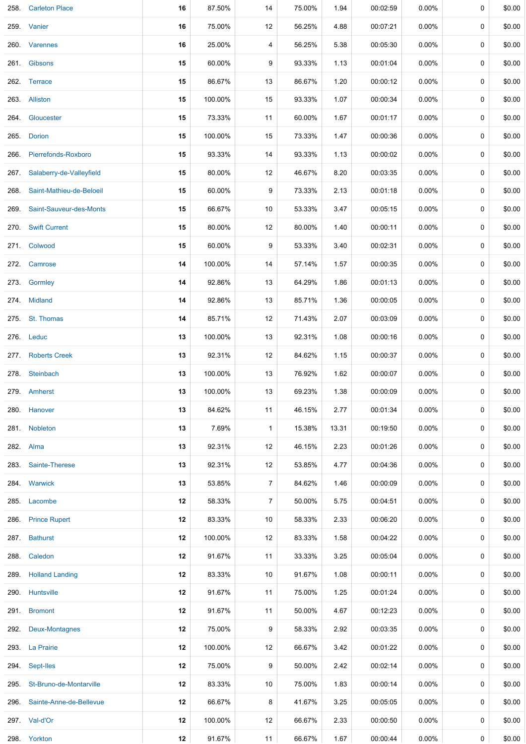| | | | | | | | | | | |
|---|---|---|---|---|---|---|---|---|---|---|
| 258. | Carleton Place | **16** | 87.50% | 14 | 75.00% | 1.94 | 00:02:59 | 0.00% | 0 | $0.00 |
| 259. | Vanier | **16** | 75.00% | 12 | 56.25% | 4.88 | 00:07:21 | 0.00% | 0 | $0.00 |
| 260. | Varennes | **16** | 25.00% | 4 | 56.25% | 5.38 | 00:05:30 | 0.00% | 0 | $0.00 |
| 261. | Gibsons | **15** | 60.00% | 9 | 93.33% | 1.13 | 00:01:04 | 0.00% | 0 | $0.00 |
| 262. | Terrace | **15** | 86.67% | 13 | 86.67% | 1.20 | 00:00:12 | 0.00% | 0 | $0.00 |
| 263. | Alliston | **15** | 100.00% | 15 | 93.33% | 1.07 | 00:00:34 | 0.00% | 0 | $0.00 |
| 264. | Gloucester | **15** | 73.33% | 11 | 60.00% | 1.67 | 00:01:17 | 0.00% | 0 | $0.00 |
| 265. | Dorion | **15** | 100.00% | 15 | 73.33% | 1.47 | 00:00:36 | 0.00% | 0 | $0.00 |
| 266. | Pierrefonds-Roxboro | **15** | 93.33% | 14 | 93.33% | 1.13 | 00:00:02 | 0.00% | 0 | $0.00 |
| 267. | Salaberry-de-Valleyfield | **15** | 80.00% | 12 | 46.67% | 8.20 | 00:03:35 | 0.00% | 0 | $0.00 |
| 268. | Saint-Mathieu-de-Beloeil | **15** | 60.00% | 9 | 73.33% | 2.13 | 00:01:18 | 0.00% | 0 | $0.00 |
| 269. | Saint-Sauveur-des-Monts | **15** | 66.67% | 10 | 53.33% | 3.47 | 00:05:15 | 0.00% | 0 | $0.00 |
| 270. | Swift Current | **15** | 80.00% | 12 | 80.00% | 1.40 | 00:00:11 | 0.00% | 0 | $0.00 |
| 271. | Colwood | **15** | 60.00% | 9 | 53.33% | 3.40 | 00:02:31 | 0.00% | 0 | $0.00 |
| 272. | Camrose | **14** | 100.00% | 14 | 57.14% | 1.57 | 00:00:35 | 0.00% | 0 | $0.00 |
| 273. | Gormley | **14** | 92.86% | 13 | 64.29% | 1.86 | 00:01:13 | 0.00% | 0 | $0.00 |
| 274. | Midland | **14** | 92.86% | 13 | 85.71% | 1.36 | 00:00:05 | 0.00% | 0 | $0.00 |
| 275. | St. Thomas | **14** | 85.71% | 12 | 71.43% | 2.07 | 00:03:09 | 0.00% | 0 | $0.00 |
| 276. | Leduc | **13** | 100.00% | 13 | 92.31% | 1.08 | 00:00:16 | 0.00% | 0 | $0.00 |
| 277. | Roberts Creek | **13** | 92.31% | 12 | 84.62% | 1.15 | 00:00:37 | 0.00% | 0 | $0.00 |
| 278. | Steinbach | **13** | 100.00% | 13 | 76.92% | 1.62 | 00:00:07 | 0.00% | 0 | $0.00 |
| 279. | Amherst | **13** | 100.00% | 13 | 69.23% | 1.38 | 00:00:09 | 0.00% | 0 | $0.00 |
| 280. | Hanover | **13** | 84.62% | 11 | 46.15% | 2.77 | 00:01:34 | 0.00% | 0 | $0.00 |
| 281. | Nobleton | **13** | 7.69% | 1 | 15.38% | 13.31 | 00:19:50 | 0.00% | 0 | $0.00 |
| 282. | Alma | **13** | 92.31% | 12 | 46.15% | 2.23 | 00:01:26 | 0.00% | 0 | $0.00 |
| 283. | Sainte-Therese | **13** | 92.31% | 12 | 53.85% | 4.77 | 00:04:36 | 0.00% | 0 | $0.00 |
| 284. | Warwick | **13** | 53.85% | 7 | 84.62% | 1.46 | 00:00:09 | 0.00% | 0 | $0.00 |
| 285. | Lacombe | **12** | 58.33% | 7 | 50.00% | 5.75 | 00:04:51 | 0.00% | 0 | $0.00 |
| 286. | Prince Rupert | **12** | 83.33% | 10 | 58.33% | 2.33 | 00:06:20 | 0.00% | 0 | $0.00 |
| 287. | Bathurst | **12** | 100.00% | 12 | 83.33% | 1.58 | 00:04:22 | 0.00% | 0 | $0.00 |
| 288. | Caledon | **12** | 91.67% | 11 | 33.33% | 3.25 | 00:05:04 | 0.00% | 0 | $0.00 |
| 289. | Holland Landing | **12** | 83.33% | 10 | 91.67% | 1.08 | 00:00:11 | 0.00% | 0 | $0.00 |
| 290. | Huntsville | **12** | 91.67% | 11 | 75.00% | 1.25 | 00:01:24 | 0.00% | 0 | $0.00 |
| 291. | Bromont | **12** | 91.67% | 11 | 50.00% | 4.67 | 00:12:23 | 0.00% | 0 | $0.00 |
| 292. | Deux-Montagnes | **12** | 75.00% | 9 | 58.33% | 2.92 | 00:03:35 | 0.00% | 0 | $0.00 |
| 293. | La Prairie | **12** | 100.00% | 12 | 66.67% | 3.42 | 00:01:22 | 0.00% | 0 | $0.00 |
| 294. | Sept-Iles | **12** | 75.00% | 9 | 50.00% | 2.42 | 00:02:14 | 0.00% | 0 | $0.00 |
| 295. | St-Bruno-de-Montarville | **12** | 83.33% | 10 | 75.00% | 1.83 | 00:00:14 | 0.00% | 0 | $0.00 |
| 296. | Sainte-Anne-de-Bellevue | **12** | 66.67% | 8 | 41.67% | 3.25 | 00:05:05 | 0.00% | 0 | $0.00 |
| 297. | Val-d'Or | **12** | 100.00% | 12 | 66.67% | 2.33 | 00:00:50 | 0.00% | 0 | $0.00 |
| 298. | Yorkton | **12** | 91.67% | 11 | 66.67% | 1.67 | 00:00:44 | 0.00% | 0 | $0.00 |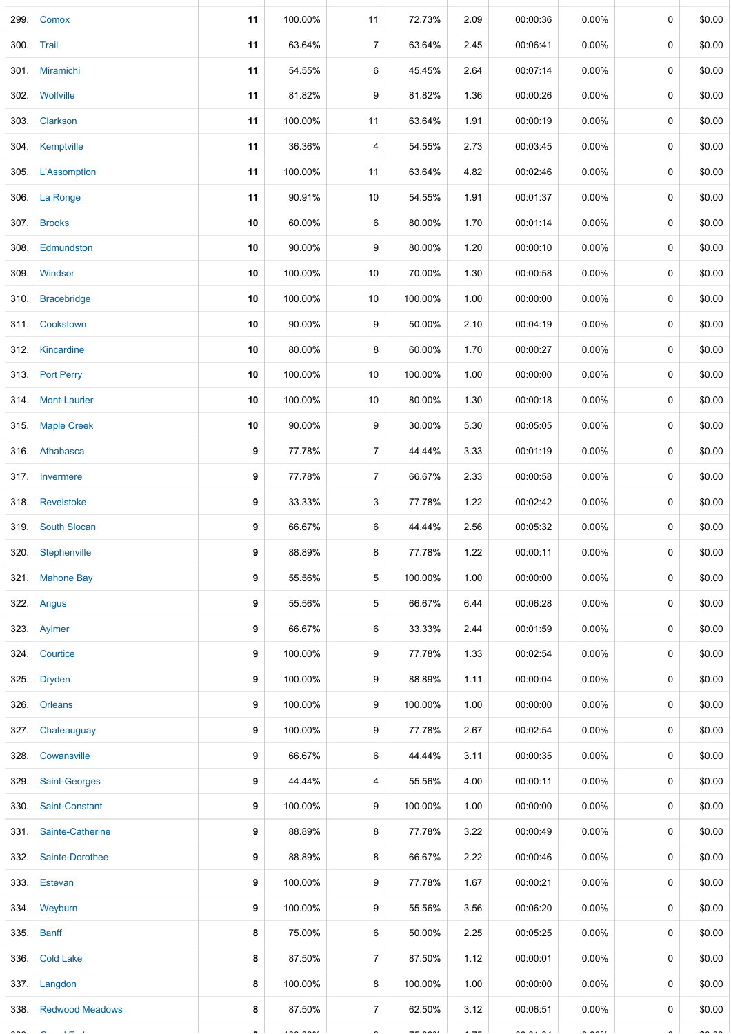| | | | | | | | | | | |
|---|---|---|---|---|---|---|---|---|---|---|
| 299. | Comox | **11** | 100.00% | 11 | 72.73% | 2.09 | 00:00:36 | 0.00% | 0 | $0.00 |
| 300. | Trail | **11** | 63.64% | 7 | 63.64% | 2.45 | 00:06:41 | 0.00% | 0 | $0.00 |
| 301. | Miramichi | **11** | 54.55% | 6 | 45.45% | 2.64 | 00:07:14 | 0.00% | 0 | $0.00 |
| 302. | Wolfville | **11** | 81.82% | 9 | 81.82% | 1.36 | 00:00:26 | 0.00% | 0 | $0.00 |
| 303. | Clarkson | **11** | 100.00% | 11 | 63.64% | 1.91 | 00:00:19 | 0.00% | 0 | $0.00 |
| 304. | Kemptville | **11** | 36.36% | 4 | 54.55% | 2.73 | 00:03:45 | 0.00% | 0 | $0.00 |
| 305. | L'Assomption | **11** | 100.00% | 11 | 63.64% | 4.82 | 00:02:46 | 0.00% | 0 | $0.00 |
| 306. | La Ronge | **11** | 90.91% | 10 | 54.55% | 1.91 | 00:01:37 | 0.00% | 0 | $0.00 |
| 307. | Brooks | **10** | 60.00% | 6 | 80.00% | 1.70 | 00:01:14 | 0.00% | 0 | $0.00 |
| 308. | Edmundston | **10** | 90.00% | 9 | 80.00% | 1.20 | 00:00:10 | 0.00% | 0 | $0.00 |
| 309. | Windsor | **10** | 100.00% | 10 | 70.00% | 1.30 | 00:00:58 | 0.00% | 0 | $0.00 |
| 310. | Bracebridge | **10** | 100.00% | 10 | 100.00% | 1.00 | 00:00:00 | 0.00% | 0 | $0.00 |
| 311. | Cookstown | **10** | 90.00% | 9 | 50.00% | 2.10 | 00:04:19 | 0.00% | 0 | $0.00 |
| 312. | Kincardine | **10** | 80.00% | 8 | 60.00% | 1.70 | 00:00:27 | 0.00% | 0 | $0.00 |
| 313. | Port Perry | **10** | 100.00% | 10 | 100.00% | 1.00 | 00:00:00 | 0.00% | 0 | $0.00 |
| 314. | Mont-Laurier | **10** | 100.00% | 10 | 80.00% | 1.30 | 00:00:18 | 0.00% | 0 | $0.00 |
| 315. | Maple Creek | **10** | 90.00% | 9 | 30.00% | 5.30 | 00:05:05 | 0.00% | 0 | $0.00 |
| 316. | Athabasca | **9** | 77.78% | 7 | 44.44% | 3.33 | 00:01:19 | 0.00% | 0 | $0.00 |
| 317. | Invermere | **9** | 77.78% | 7 | 66.67% | 2.33 | 00:00:58 | 0.00% | 0 | $0.00 |
| 318. | Revelstoke | **9** | 33.33% | 3 | 77.78% | 1.22 | 00:02:42 | 0.00% | 0 | $0.00 |
| 319. | South Slocan | **9** | 66.67% | 6 | 44.44% | 2.56 | 00:05:32 | 0.00% | 0 | $0.00 |
| 320. | Stephenville | **9** | 88.89% | 8 | 77.78% | 1.22 | 00:00:11 | 0.00% | 0 | $0.00 |
| 321. | Mahone Bay | **9** | 55.56% | 5 | 100.00% | 1.00 | 00:00:00 | 0.00% | 0 | $0.00 |
| 322. | Angus | **9** | 55.56% | 5 | 66.67% | 6.44 | 00:06:28 | 0.00% | 0 | $0.00 |
| 323. | Aylmer | **9** | 66.67% | 6 | 33.33% | 2.44 | 00:01:59 | 0.00% | 0 | $0.00 |
| 324. | Courtice | **9** | 100.00% | 9 | 77.78% | 1.33 | 00:02:54 | 0.00% | 0 | $0.00 |
| 325. | Dryden | **9** | 100.00% | 9 | 88.89% | 1.11 | 00:00:04 | 0.00% | 0 | $0.00 |
| 326. | Orleans | **9** | 100.00% | 9 | 100.00% | 1.00 | 00:00:00 | 0.00% | 0 | $0.00 |
| 327. | Chateauguay | **9** | 100.00% | 9 | 77.78% | 2.67 | 00:02:54 | 0.00% | 0 | $0.00 |
| 328. | Cowansville | **9** | 66.67% | 6 | 44.44% | 3.11 | 00:00:35 | 0.00% | 0 | $0.00 |
| 329. | Saint-Georges | **9** | 44.44% | 4 | 55.56% | 4.00 | 00:00:11 | 0.00% | 0 | $0.00 |
| 330. | Saint-Constant | **9** | 100.00% | 9 | 100.00% | 1.00 | 00:00:00 | 0.00% | 0 | $0.00 |
| 331. | Sainte-Catherine | **9** | 88.89% | 8 | 77.78% | 3.22 | 00:00:49 | 0.00% | 0 | $0.00 |
| 332. | Sainte-Dorothee | **9** | 88.89% | 8 | 66.67% | 2.22 | 00:00:46 | 0.00% | 0 | $0.00 |
| 333. | Estevan | **9** | 100.00% | 9 | 77.78% | 1.67 | 00:00:21 | 0.00% | 0 | $0.00 |
| 334. | Weyburn | **9** | 100.00% | 9 | 55.56% | 3.56 | 00:06:20 | 0.00% | 0 | $0.00 |
| 335. | Banff | **8** | 75.00% | 6 | 50.00% | 2.25 | 00:05:25 | 0.00% | 0 | $0.00 |
| 336. | Cold Lake | **8** | 87.50% | 7 | 87.50% | 1.12 | 00:00:01 | 0.00% | 0 | $0.00 |
| 337. | Langdon | **8** | 100.00% | 8 | 100.00% | 1.00 | 00:00:00 | 0.00% | 0 | $0.00 |
| 338. | Redwood Meadows | **8** | 87.50% | 7 | 62.50% | 3.12 | 00:06:51 | 0.00% | 0 | $0.00 |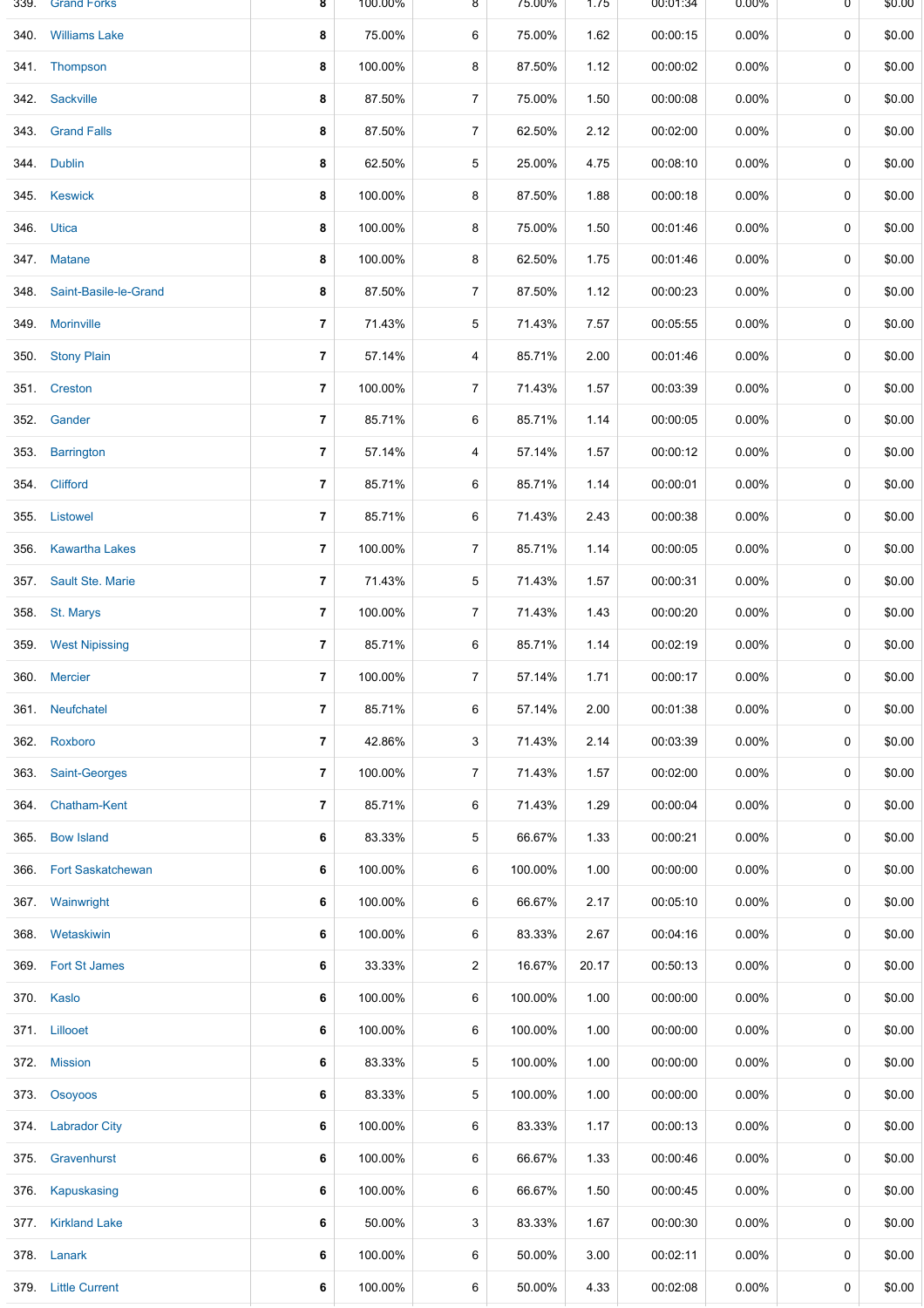| | | | | | | | | | | |
|---|---|---|---|---|---|---|---|---|---|---|
| 339. | Grand Forks | 8 | 100.00% | 8 | 75.00% | 1.75 | 00:01:34 | 0.00% | 0 | $0.00 |
| 340. | Williams Lake | 8 | 75.00% | 6 | 75.00% | 1.62 | 00:00:15 | 0.00% | 0 | $0.00 |
| 341. | Thompson | 8 | 100.00% | 8 | 87.50% | 1.12 | 00:00:02 | 0.00% | 0 | $0.00 |
| 342. | Sackville | 8 | 87.50% | 7 | 75.00% | 1.50 | 00:00:08 | 0.00% | 0 | $0.00 |
| 343. | Grand Falls | 8 | 87.50% | 7 | 62.50% | 2.12 | 00:02:00 | 0.00% | 0 | $0.00 |
| 344. | Dublin | 8 | 62.50% | 5 | 25.00% | 4.75 | 00:08:10 | 0.00% | 0 | $0.00 |
| 345. | Keswick | 8 | 100.00% | 8 | 87.50% | 1.88 | 00:00:18 | 0.00% | 0 | $0.00 |
| 346. | Utica | 8 | 100.00% | 8 | 75.00% | 1.50 | 00:01:46 | 0.00% | 0 | $0.00 |
| 347. | Matane | 8 | 100.00% | 8 | 62.50% | 1.75 | 00:01:46 | 0.00% | 0 | $0.00 |
| 348. | Saint-Basile-le-Grand | 8 | 87.50% | 7 | 87.50% | 1.12 | 00:00:23 | 0.00% | 0 | $0.00 |
| 349. | Morinville | 7 | 71.43% | 5 | 71.43% | 7.57 | 00:05:55 | 0.00% | 0 | $0.00 |
| 350. | Stony Plain | 7 | 57.14% | 4 | 85.71% | 2.00 | 00:01:46 | 0.00% | 0 | $0.00 |
| 351. | Creston | 7 | 100.00% | 7 | 71.43% | 1.57 | 00:03:39 | 0.00% | 0 | $0.00 |
| 352. | Gander | 7 | 85.71% | 6 | 85.71% | 1.14 | 00:00:05 | 0.00% | 0 | $0.00 |
| 353. | Barrington | 7 | 57.14% | 4 | 57.14% | 1.57 | 00:00:12 | 0.00% | 0 | $0.00 |
| 354. | Clifford | 7 | 85.71% | 6 | 85.71% | 1.14 | 00:00:01 | 0.00% | 0 | $0.00 |
| 355. | Listowel | 7 | 85.71% | 6 | 71.43% | 2.43 | 00:00:38 | 0.00% | 0 | $0.00 |
| 356. | Kawartha Lakes | 7 | 100.00% | 7 | 85.71% | 1.14 | 00:00:05 | 0.00% | 0 | $0.00 |
| 357. | Sault Ste. Marie | 7 | 71.43% | 5 | 71.43% | 1.57 | 00:00:31 | 0.00% | 0 | $0.00 |
| 358. | St. Marys | 7 | 100.00% | 7 | 71.43% | 1.43 | 00:00:20 | 0.00% | 0 | $0.00 |
| 359. | West Nipissing | 7 | 85.71% | 6 | 85.71% | 1.14 | 00:02:19 | 0.00% | 0 | $0.00 |
| 360. | Mercier | 7 | 100.00% | 7 | 57.14% | 1.71 | 00:00:17 | 0.00% | 0 | $0.00 |
| 361. | Neufchatel | 7 | 85.71% | 6 | 57.14% | 2.00 | 00:01:38 | 0.00% | 0 | $0.00 |
| 362. | Roxboro | 7 | 42.86% | 3 | 71.43% | 2.14 | 00:03:39 | 0.00% | 0 | $0.00 |
| 363. | Saint-Georges | 7 | 100.00% | 7 | 71.43% | 1.57 | 00:02:00 | 0.00% | 0 | $0.00 |
| 364. | Chatham-Kent | 7 | 85.71% | 6 | 71.43% | 1.29 | 00:00:04 | 0.00% | 0 | $0.00 |
| 365. | Bow Island | 6 | 83.33% | 5 | 66.67% | 1.33 | 00:00:21 | 0.00% | 0 | $0.00 |
| 366. | Fort Saskatchewan | 6 | 100.00% | 6 | 100.00% | 1.00 | 00:00:00 | 0.00% | 0 | $0.00 |
| 367. | Wainwright | 6 | 100.00% | 6 | 66.67% | 2.17 | 00:05:10 | 0.00% | 0 | $0.00 |
| 368. | Wetaskiwin | 6 | 100.00% | 6 | 83.33% | 2.67 | 00:04:16 | 0.00% | 0 | $0.00 |
| 369. | Fort St James | 6 | 33.33% | 2 | 16.67% | 20.17 | 00:50:13 | 0.00% | 0 | $0.00 |
| 370. | Kaslo | 6 | 100.00% | 6 | 100.00% | 1.00 | 00:00:00 | 0.00% | 0 | $0.00 |
| 371. | Lillooet | 6 | 100.00% | 6 | 100.00% | 1.00 | 00:00:00 | 0.00% | 0 | $0.00 |
| 372. | Mission | 6 | 83.33% | 5 | 100.00% | 1.00 | 00:00:00 | 0.00% | 0 | $0.00 |
| 373. | Osoyoos | 6 | 83.33% | 5 | 100.00% | 1.00 | 00:00:00 | 0.00% | 0 | $0.00 |
| 374. | Labrador City | 6 | 100.00% | 6 | 83.33% | 1.17 | 00:00:13 | 0.00% | 0 | $0.00 |
| 375. | Gravenhurst | 6 | 100.00% | 6 | 66.67% | 1.33 | 00:00:46 | 0.00% | 0 | $0.00 |
| 376. | Kapuskasing | 6 | 100.00% | 6 | 66.67% | 1.50 | 00:00:45 | 0.00% | 0 | $0.00 |
| 377. | Kirkland Lake | 6 | 50.00% | 3 | 83.33% | 1.67 | 00:00:30 | 0.00% | 0 | $0.00 |
| 378. | Lanark | 6 | 100.00% | 6 | 50.00% | 3.00 | 00:02:11 | 0.00% | 0 | $0.00 |
| 379. | Little Current | 6 | 100.00% | 6 | 50.00% | 4.33 | 00:02:08 | 0.00% | 0 | $0.00 |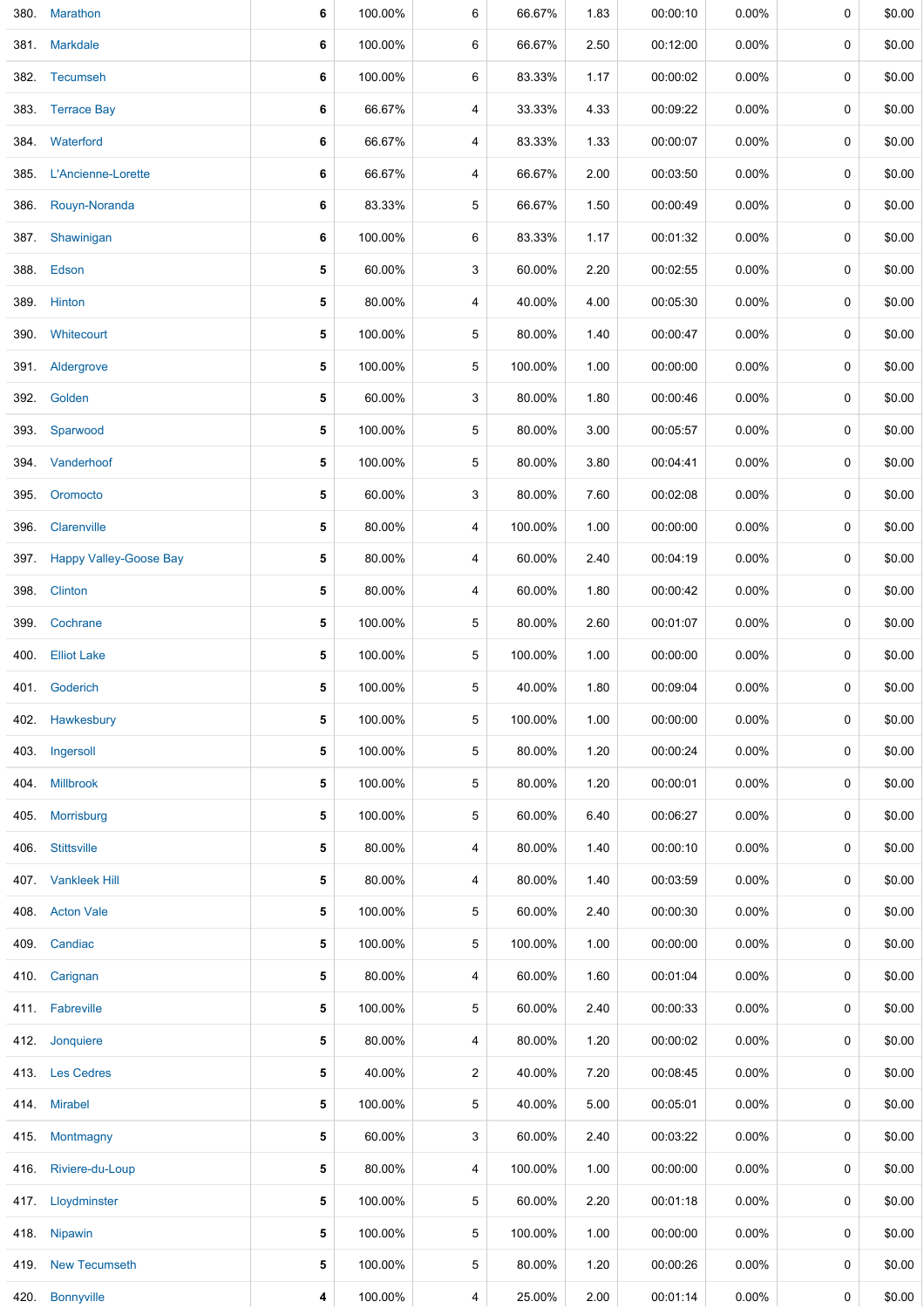| | | | | | | | | | | |
|---|---|---|---|---|---|---|---|---|---|---|
| 380. | Marathon | 6 | 100.00% | 6 | 66.67% | 1.83 | 00:00:10 | 0.00% | 0 | $0.00 |
| 381. | Markdale | 6 | 100.00% | 6 | 66.67% | 2.50 | 00:12:00 | 0.00% | 0 | $0.00 |
| 382. | Tecumseh | 6 | 100.00% | 6 | 83.33% | 1.17 | 00:00:02 | 0.00% | 0 | $0.00 |
| 383. | Terrace Bay | 6 | 66.67% | 4 | 33.33% | 4.33 | 00:09:22 | 0.00% | 0 | $0.00 |
| 384. | Waterford | 6 | 66.67% | 4 | 83.33% | 1.33 | 00:00:07 | 0.00% | 0 | $0.00 |
| 385. | L'Ancienne-Lorette | 6 | 66.67% | 4 | 66.67% | 2.00 | 00:03:50 | 0.00% | 0 | $0.00 |
| 386. | Rouyn-Noranda | 6 | 83.33% | 5 | 66.67% | 1.50 | 00:00:49 | 0.00% | 0 | $0.00 |
| 387. | Shawinigan | 6 | 100.00% | 6 | 83.33% | 1.17 | 00:01:32 | 0.00% | 0 | $0.00 |
| 388. | Edson | 5 | 60.00% | 3 | 60.00% | 2.20 | 00:02:55 | 0.00% | 0 | $0.00 |
| 389. | Hinton | 5 | 80.00% | 4 | 40.00% | 4.00 | 00:05:30 | 0.00% | 0 | $0.00 |
| 390. | Whitecourt | 5 | 100.00% | 5 | 80.00% | 1.40 | 00:00:47 | 0.00% | 0 | $0.00 |
| 391. | Aldergrove | 5 | 100.00% | 5 | 100.00% | 1.00 | 00:00:00 | 0.00% | 0 | $0.00 |
| 392. | Golden | 5 | 60.00% | 3 | 80.00% | 1.80 | 00:00:46 | 0.00% | 0 | $0.00 |
| 393. | Sparwood | 5 | 100.00% | 5 | 80.00% | 3.00 | 00:05:57 | 0.00% | 0 | $0.00 |
| 394. | Vanderhoof | 5 | 100.00% | 5 | 80.00% | 3.80 | 00:04:41 | 0.00% | 0 | $0.00 |
| 395. | Oromocto | 5 | 60.00% | 3 | 80.00% | 7.60 | 00:02:08 | 0.00% | 0 | $0.00 |
| 396. | Clarenville | 5 | 80.00% | 4 | 100.00% | 1.00 | 00:00:00 | 0.00% | 0 | $0.00 |
| 397. | Happy Valley-Goose Bay | 5 | 80.00% | 4 | 60.00% | 2.40 | 00:04:19 | 0.00% | 0 | $0.00 |
| 398. | Clinton | 5 | 80.00% | 4 | 60.00% | 1.80 | 00:00:42 | 0.00% | 0 | $0.00 |
| 399. | Cochrane | 5 | 100.00% | 5 | 80.00% | 2.60 | 00:01:07 | 0.00% | 0 | $0.00 |
| 400. | Elliot Lake | 5 | 100.00% | 5 | 100.00% | 1.00 | 00:00:00 | 0.00% | 0 | $0.00 |
| 401. | Goderich | 5 | 100.00% | 5 | 40.00% | 1.80 | 00:09:04 | 0.00% | 0 | $0.00 |
| 402. | Hawkesbury | 5 | 100.00% | 5 | 100.00% | 1.00 | 00:00:00 | 0.00% | 0 | $0.00 |
| 403. | Ingersoll | 5 | 100.00% | 5 | 80.00% | 1.20 | 00:00:24 | 0.00% | 0 | $0.00 |
| 404. | Millbrook | 5 | 100.00% | 5 | 80.00% | 1.20 | 00:00:01 | 0.00% | 0 | $0.00 |
| 405. | Morrisburg | 5 | 100.00% | 5 | 60.00% | 6.40 | 00:06:27 | 0.00% | 0 | $0.00 |
| 406. | Stittsville | 5 | 80.00% | 4 | 80.00% | 1.40 | 00:00:10 | 0.00% | 0 | $0.00 |
| 407. | Vankleek Hill | 5 | 80.00% | 4 | 80.00% | 1.40 | 00:03:59 | 0.00% | 0 | $0.00 |
| 408. | Acton Vale | 5 | 100.00% | 5 | 60.00% | 2.40 | 00:00:30 | 0.00% | 0 | $0.00 |
| 409. | Candiac | 5 | 100.00% | 5 | 100.00% | 1.00 | 00:00:00 | 0.00% | 0 | $0.00 |
| 410. | Carignan | 5 | 80.00% | 4 | 60.00% | 1.60 | 00:01:04 | 0.00% | 0 | $0.00 |
| 411. | Fabreville | 5 | 100.00% | 5 | 60.00% | 2.40 | 00:00:33 | 0.00% | 0 | $0.00 |
| 412. | Jonquiere | 5 | 80.00% | 4 | 80.00% | 1.20 | 00:00:02 | 0.00% | 0 | $0.00 |
| 413. | Les Cedres | 5 | 40.00% | 2 | 40.00% | 7.20 | 00:08:45 | 0.00% | 0 | $0.00 |
| 414. | Mirabel | 5 | 100.00% | 5 | 40.00% | 5.00 | 00:05:01 | 0.00% | 0 | $0.00 |
| 415. | Montmagny | 5 | 60.00% | 3 | 60.00% | 2.40 | 00:03:22 | 0.00% | 0 | $0.00 |
| 416. | Riviere-du-Loup | 5 | 80.00% | 4 | 100.00% | 1.00 | 00:00:00 | 0.00% | 0 | $0.00 |
| 417. | Lloydminster | 5 | 100.00% | 5 | 60.00% | 2.20 | 00:01:18 | 0.00% | 0 | $0.00 |
| 418. | Nipawin | 5 | 100.00% | 5 | 100.00% | 1.00 | 00:00:00 | 0.00% | 0 | $0.00 |
| 419. | New Tecumseth | 5 | 100.00% | 5 | 80.00% | 1.20 | 00:00:26 | 0.00% | 0 | $0.00 |
| 420. | Bonnyville | 4 | 100.00% | 4 | 25.00% | 2.00 | 00:01:14 | 0.00% | 0 | $0.00 |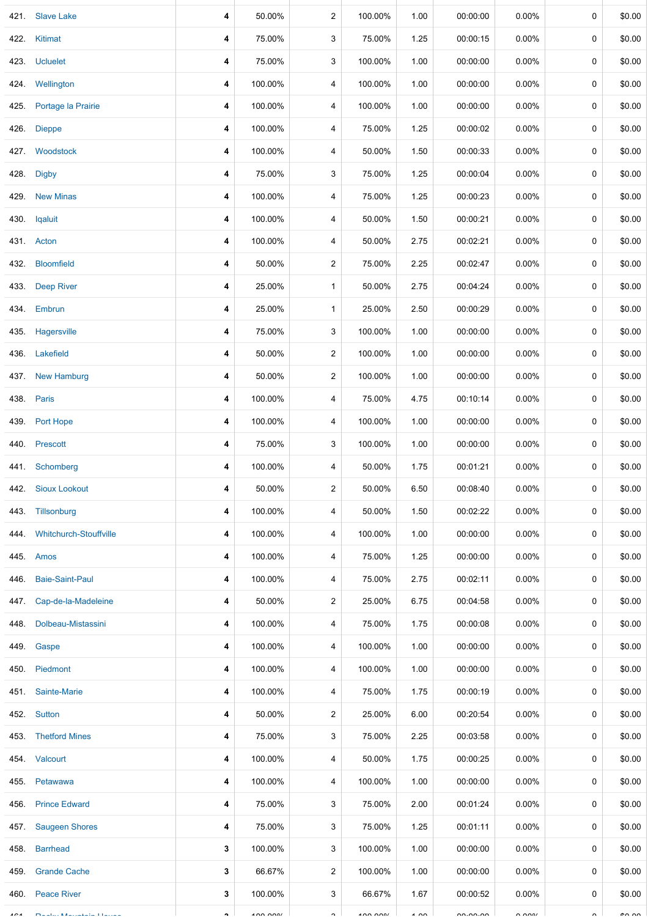| | | | | | | | | | | |
|---|---|---|---|---|---|---|---|---|---|---|
| 421. | Slave Lake | **4** | 50.00% | 2 | 100.00% | 1.00 | 00:00:00 | 0.00% | 0 | $0.00 |
| 422. | Kitimat | **4** | 75.00% | 3 | 75.00% | 1.25 | 00:00:15 | 0.00% | 0 | $0.00 |
| 423. | Ucluelet | **4** | 75.00% | 3 | 100.00% | 1.00 | 00:00:00 | 0.00% | 0 | $0.00 |
| 424. | Wellington | **4** | 100.00% | 4 | 100.00% | 1.00 | 00:00:00 | 0.00% | 0 | $0.00 |
| 425. | Portage la Prairie | **4** | 100.00% | 4 | 100.00% | 1.00 | 00:00:00 | 0.00% | 0 | $0.00 |
| 426. | Dieppe | **4** | 100.00% | 4 | 75.00% | 1.25 | 00:00:02 | 0.00% | 0 | $0.00 |
| 427. | Woodstock | **4** | 100.00% | 4 | 50.00% | 1.50 | 00:00:33 | 0.00% | 0 | $0.00 |
| 428. | Digby | **4** | 75.00% | 3 | 75.00% | 1.25 | 00:00:04 | 0.00% | 0 | $0.00 |
| 429. | New Minas | **4** | 100.00% | 4 | 75.00% | 1.25 | 00:00:23 | 0.00% | 0 | $0.00 |
| 430. | Iqaluit | **4** | 100.00% | 4 | 50.00% | 1.50 | 00:00:21 | 0.00% | 0 | $0.00 |
| 431. | Acton | **4** | 100.00% | 4 | 50.00% | 2.75 | 00:02:21 | 0.00% | 0 | $0.00 |
| 432. | Bloomfield | **4** | 50.00% | 2 | 75.00% | 2.25 | 00:02:47 | 0.00% | 0 | $0.00 |
| 433. | Deep River | **4** | 25.00% | 1 | 50.00% | 2.75 | 00:04:24 | 0.00% | 0 | $0.00 |
| 434. | Embrun | **4** | 25.00% | 1 | 25.00% | 2.50 | 00:00:29 | 0.00% | 0 | $0.00 |
| 435. | Hagersville | **4** | 75.00% | 3 | 100.00% | 1.00 | 00:00:00 | 0.00% | 0 | $0.00 |
| 436. | Lakefield | **4** | 50.00% | 2 | 100.00% | 1.00 | 00:00:00 | 0.00% | 0 | $0.00 |
| 437. | New Hamburg | **4** | 50.00% | 2 | 100.00% | 1.00 | 00:00:00 | 0.00% | 0 | $0.00 |
| 438. | Paris | **4** | 100.00% | 4 | 75.00% | 4.75 | 00:10:14 | 0.00% | 0 | $0.00 |
| 439. | Port Hope | **4** | 100.00% | 4 | 100.00% | 1.00 | 00:00:00 | 0.00% | 0 | $0.00 |
| 440. | Prescott | **4** | 75.00% | 3 | 100.00% | 1.00 | 00:00:00 | 0.00% | 0 | $0.00 |
| 441. | Schomberg | **4** | 100.00% | 4 | 50.00% | 1.75 | 00:01:21 | 0.00% | 0 | $0.00 |
| 442. | Sioux Lookout | **4** | 50.00% | 2 | 50.00% | 6.50 | 00:08:40 | 0.00% | 0 | $0.00 |
| 443. | Tillsonburg | **4** | 100.00% | 4 | 50.00% | 1.50 | 00:02:22 | 0.00% | 0 | $0.00 |
| 444. | Whitchurch-Stouffville | **4** | 100.00% | 4 | 100.00% | 1.00 | 00:00:00 | 0.00% | 0 | $0.00 |
| 445. | Amos | **4** | 100.00% | 4 | 75.00% | 1.25 | 00:00:00 | 0.00% | 0 | $0.00 |
| 446. | Baie-Saint-Paul | **4** | 100.00% | 4 | 75.00% | 2.75 | 00:02:11 | 0.00% | 0 | $0.00 |
| 447. | Cap-de-la-Madeleine | **4** | 50.00% | 2 | 25.00% | 6.75 | 00:04:58 | 0.00% | 0 | $0.00 |
| 448. | Dolbeau-Mistassini | **4** | 100.00% | 4 | 75.00% | 1.75 | 00:00:08 | 0.00% | 0 | $0.00 |
| 449. | Gaspe | **4** | 100.00% | 4 | 100.00% | 1.00 | 00:00:00 | 0.00% | 0 | $0.00 |
| 450. | Piedmont | **4** | 100.00% | 4 | 100.00% | 1.00 | 00:00:00 | 0.00% | 0 | $0.00 |
| 451. | Sainte-Marie | **4** | 100.00% | 4 | 75.00% | 1.75 | 00:00:19 | 0.00% | 0 | $0.00 |
| 452. | Sutton | **4** | 50.00% | 2 | 25.00% | 6.00 | 00:20:54 | 0.00% | 0 | $0.00 |
| 453. | Thetford Mines | **4** | 75.00% | 3 | 75.00% | 2.25 | 00:03:58 | 0.00% | 0 | $0.00 |
| 454. | Valcourt | **4** | 100.00% | 4 | 50.00% | 1.75 | 00:00:25 | 0.00% | 0 | $0.00 |
| 455. | Petawawa | **4** | 100.00% | 4 | 100.00% | 1.00 | 00:00:00 | 0.00% | 0 | $0.00 |
| 456. | Prince Edward | **4** | 75.00% | 3 | 75.00% | 2.00 | 00:01:24 | 0.00% | 0 | $0.00 |
| 457. | Saugeen Shores | **4** | 75.00% | 3 | 75.00% | 1.25 | 00:01:11 | 0.00% | 0 | $0.00 |
| 458. | Barrhead | **3** | 100.00% | 3 | 100.00% | 1.00 | 00:00:00 | 0.00% | 0 | $0.00 |
| 459. | Grande Cache | **3** | 66.67% | 2 | 100.00% | 1.00 | 00:00:00 | 0.00% | 0 | $0.00 |
| 460. | Peace River | **3** | 100.00% | 3 | 66.67% | 1.67 | 00:00:52 | 0.00% | 0 | $0.00 |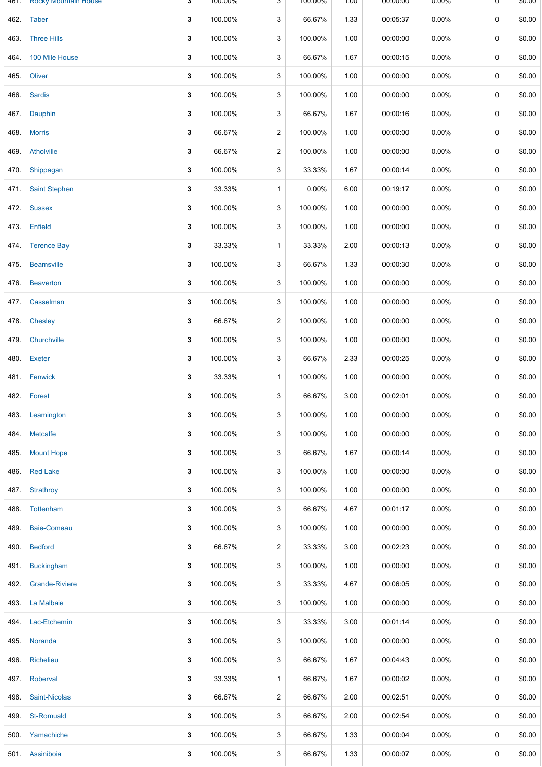| | | | | | | | | | |
|---|---|---|---|---|---|---|---|---|---|
| 461. | Rocky Mountain House | 3 | 100.00% | 3 | 100.00% | 1.00 | 00:00:00 | 0.00% | 0 | $0.00 |
| 462. | Taber | 3 | 100.00% | 3 | 66.67% | 1.33 | 00:05:37 | 0.00% | 0 | $0.00 |
| 463. | Three Hills | 3 | 100.00% | 3 | 100.00% | 1.00 | 00:00:00 | 0.00% | 0 | $0.00 |
| 464. | 100 Mile House | 3 | 100.00% | 3 | 66.67% | 1.67 | 00:00:15 | 0.00% | 0 | $0.00 |
| 465. | Oliver | 3 | 100.00% | 3 | 100.00% | 1.00 | 00:00:00 | 0.00% | 0 | $0.00 |
| 466. | Sardis | 3 | 100.00% | 3 | 100.00% | 1.00 | 00:00:00 | 0.00% | 0 | $0.00 |
| 467. | Dauphin | 3 | 100.00% | 3 | 66.67% | 1.67 | 00:00:16 | 0.00% | 0 | $0.00 |
| 468. | Morris | 3 | 66.67% | 2 | 100.00% | 1.00 | 00:00:00 | 0.00% | 0 | $0.00 |
| 469. | Atholville | 3 | 66.67% | 2 | 100.00% | 1.00 | 00:00:00 | 0.00% | 0 | $0.00 |
| 470. | Shippagan | 3 | 100.00% | 3 | 33.33% | 1.67 | 00:00:14 | 0.00% | 0 | $0.00 |
| 471. | Saint Stephen | 3 | 33.33% | 1 | 0.00% | 6.00 | 00:19:17 | 0.00% | 0 | $0.00 |
| 472. | Sussex | 3 | 100.00% | 3 | 100.00% | 1.00 | 00:00:00 | 0.00% | 0 | $0.00 |
| 473. | Enfield | 3 | 100.00% | 3 | 100.00% | 1.00 | 00:00:00 | 0.00% | 0 | $0.00 |
| 474. | Terence Bay | 3 | 33.33% | 1 | 33.33% | 2.00 | 00:00:13 | 0.00% | 0 | $0.00 |
| 475. | Beamsville | 3 | 100.00% | 3 | 66.67% | 1.33 | 00:00:30 | 0.00% | 0 | $0.00 |
| 476. | Beaverton | 3 | 100.00% | 3 | 100.00% | 1.00 | 00:00:00 | 0.00% | 0 | $0.00 |
| 477. | Casselman | 3 | 100.00% | 3 | 100.00% | 1.00 | 00:00:00 | 0.00% | 0 | $0.00 |
| 478. | Chesley | 3 | 66.67% | 2 | 100.00% | 1.00 | 00:00:00 | 0.00% | 0 | $0.00 |
| 479. | Churchville | 3 | 100.00% | 3 | 100.00% | 1.00 | 00:00:00 | 0.00% | 0 | $0.00 |
| 480. | Exeter | 3 | 100.00% | 3 | 66.67% | 2.33 | 00:00:25 | 0.00% | 0 | $0.00 |
| 481. | Fenwick | 3 | 33.33% | 1 | 100.00% | 1.00 | 00:00:00 | 0.00% | 0 | $0.00 |
| 482. | Forest | 3 | 100.00% | 3 | 66.67% | 3.00 | 00:02:01 | 0.00% | 0 | $0.00 |
| 483. | Leamington | 3 | 100.00% | 3 | 100.00% | 1.00 | 00:00:00 | 0.00% | 0 | $0.00 |
| 484. | Metcalfe | 3 | 100.00% | 3 | 100.00% | 1.00 | 00:00:00 | 0.00% | 0 | $0.00 |
| 485. | Mount Hope | 3 | 100.00% | 3 | 66.67% | 1.67 | 00:00:14 | 0.00% | 0 | $0.00 |
| 486. | Red Lake | 3 | 100.00% | 3 | 100.00% | 1.00 | 00:00:00 | 0.00% | 0 | $0.00 |
| 487. | Strathroy | 3 | 100.00% | 3 | 100.00% | 1.00 | 00:00:00 | 0.00% | 0 | $0.00 |
| 488. | Tottenham | 3 | 100.00% | 3 | 66.67% | 4.67 | 00:01:17 | 0.00% | 0 | $0.00 |
| 489. | Baie-Comeau | 3 | 100.00% | 3 | 100.00% | 1.00 | 00:00:00 | 0.00% | 0 | $0.00 |
| 490. | Bedford | 3 | 66.67% | 2 | 33.33% | 3.00 | 00:02:23 | 0.00% | 0 | $0.00 |
| 491. | Buckingham | 3 | 100.00% | 3 | 100.00% | 1.00 | 00:00:00 | 0.00% | 0 | $0.00 |
| 492. | Grande-Riviere | 3 | 100.00% | 3 | 33.33% | 4.67 | 00:06:05 | 0.00% | 0 | $0.00 |
| 493. | La Malbaie | 3 | 100.00% | 3 | 100.00% | 1.00 | 00:00:00 | 0.00% | 0 | $0.00 |
| 494. | Lac-Etchemin | 3 | 100.00% | 3 | 33.33% | 3.00 | 00:01:14 | 0.00% | 0 | $0.00 |
| 495. | Noranda | 3 | 100.00% | 3 | 100.00% | 1.00 | 00:00:00 | 0.00% | 0 | $0.00 |
| 496. | Richelieu | 3 | 100.00% | 3 | 66.67% | 1.67 | 00:04:43 | 0.00% | 0 | $0.00 |
| 497. | Roberval | 3 | 33.33% | 1 | 66.67% | 1.67 | 00:00:02 | 0.00% | 0 | $0.00 |
| 498. | Saint-Nicolas | 3 | 66.67% | 2 | 66.67% | 2.00 | 00:02:51 | 0.00% | 0 | $0.00 |
| 499. | St-Romuald | 3 | 100.00% | 3 | 66.67% | 2.00 | 00:02:54 | 0.00% | 0 | $0.00 |
| 500. | Yamachiche | 3 | 100.00% | 3 | 66.67% | 1.33 | 00:00:04 | 0.00% | 0 | $0.00 |
| 501. | Assiniboia | 3 | 100.00% | 3 | 66.67% | 1.33 | 00:00:07 | 0.00% | 0 | $0.00 |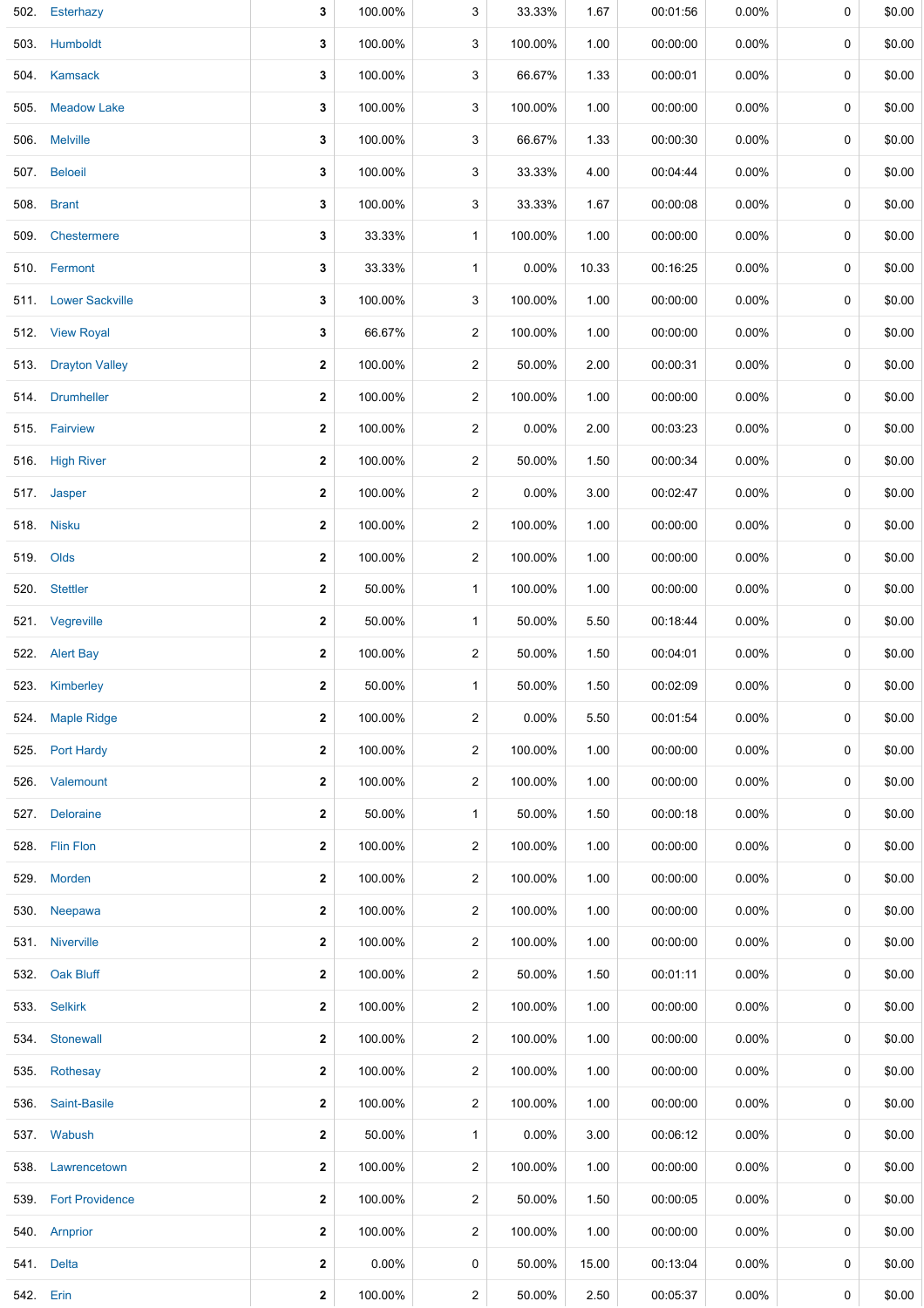| | | | | | | | | | | |
|---|---|---|---|---|---|---|---|---|---|---|
| 502. | Esterhazy | **3** | 100.00% | 3 | 33.33% | 1.67 | 00:01:56 | 0.00% | 0 | $0.00 |
| 503. | Humboldt | **3** | 100.00% | 3 | 100.00% | 1.00 | 00:00:00 | 0.00% | 0 | $0.00 |
| 504. | Kamsack | **3** | 100.00% | 3 | 66.67% | 1.33 | 00:00:01 | 0.00% | 0 | $0.00 |
| 505. | Meadow Lake | **3** | 100.00% | 3 | 100.00% | 1.00 | 00:00:00 | 0.00% | 0 | $0.00 |
| 506. | Melville | **3** | 100.00% | 3 | 66.67% | 1.33 | 00:00:30 | 0.00% | 0 | $0.00 |
| 507. | Beloeil | **3** | 100.00% | 3 | 33.33% | 4.00 | 00:04:44 | 0.00% | 0 | $0.00 |
| 508. | Brant | **3** | 100.00% | 3 | 33.33% | 1.67 | 00:00:08 | 0.00% | 0 | $0.00 |
| 509. | Chestermere | **3** | 33.33% | 1 | 100.00% | 1.00 | 00:00:00 | 0.00% | 0 | $0.00 |
| 510. | Fermont | **3** | 33.33% | 1 | 0.00% | 10.33 | 00:16:25 | 0.00% | 0 | $0.00 |
| 511. | Lower Sackville | **3** | 100.00% | 3 | 100.00% | 1.00 | 00:00:00 | 0.00% | 0 | $0.00 |
| 512. | View Royal | **3** | 66.67% | 2 | 100.00% | 1.00 | 00:00:00 | 0.00% | 0 | $0.00 |
| 513. | Drayton Valley | **2** | 100.00% | 2 | 50.00% | 2.00 | 00:00:31 | 0.00% | 0 | $0.00 |
| 514. | Drumheller | **2** | 100.00% | 2 | 100.00% | 1.00 | 00:00:00 | 0.00% | 0 | $0.00 |
| 515. | Fairview | **2** | 100.00% | 2 | 0.00% | 2.00 | 00:03:23 | 0.00% | 0 | $0.00 |
| 516. | High River | **2** | 100.00% | 2 | 50.00% | 1.50 | 00:00:34 | 0.00% | 0 | $0.00 |
| 517. | Jasper | **2** | 100.00% | 2 | 0.00% | 3.00 | 00:02:47 | 0.00% | 0 | $0.00 |
| 518. | Nisku | **2** | 100.00% | 2 | 100.00% | 1.00 | 00:00:00 | 0.00% | 0 | $0.00 |
| 519. | Olds | **2** | 100.00% | 2 | 100.00% | 1.00 | 00:00:00 | 0.00% | 0 | $0.00 |
| 520. | Stettler | **2** | 50.00% | 1 | 100.00% | 1.00 | 00:00:00 | 0.00% | 0 | $0.00 |
| 521. | Vegreville | **2** | 50.00% | 1 | 50.00% | 5.50 | 00:18:44 | 0.00% | 0 | $0.00 |
| 522. | Alert Bay | **2** | 100.00% | 2 | 50.00% | 1.50 | 00:04:01 | 0.00% | 0 | $0.00 |
| 523. | Kimberley | **2** | 50.00% | 1 | 50.00% | 1.50 | 00:02:09 | 0.00% | 0 | $0.00 |
| 524. | Maple Ridge | **2** | 100.00% | 2 | 0.00% | 5.50 | 00:01:54 | 0.00% | 0 | $0.00 |
| 525. | Port Hardy | **2** | 100.00% | 2 | 100.00% | 1.00 | 00:00:00 | 0.00% | 0 | $0.00 |
| 526. | Valemount | **2** | 100.00% | 2 | 100.00% | 1.00 | 00:00:00 | 0.00% | 0 | $0.00 |
| 527. | Deloraine | **2** | 50.00% | 1 | 50.00% | 1.50 | 00:00:18 | 0.00% | 0 | $0.00 |
| 528. | Flin Flon | **2** | 100.00% | 2 | 100.00% | 1.00 | 00:00:00 | 0.00% | 0 | $0.00 |
| 529. | Morden | **2** | 100.00% | 2 | 100.00% | 1.00 | 00:00:00 | 0.00% | 0 | $0.00 |
| 530. | Neepawa | **2** | 100.00% | 2 | 100.00% | 1.00 | 00:00:00 | 0.00% | 0 | $0.00 |
| 531. | Niverville | **2** | 100.00% | 2 | 100.00% | 1.00 | 00:00:00 | 0.00% | 0 | $0.00 |
| 532. | Oak Bluff | **2** | 100.00% | 2 | 50.00% | 1.50 | 00:01:11 | 0.00% | 0 | $0.00 |
| 533. | Selkirk | **2** | 100.00% | 2 | 100.00% | 1.00 | 00:00:00 | 0.00% | 0 | $0.00 |
| 534. | Stonewall | **2** | 100.00% | 2 | 100.00% | 1.00 | 00:00:00 | 0.00% | 0 | $0.00 |
| 535. | Rothesay | **2** | 100.00% | 2 | 100.00% | 1.00 | 00:00:00 | 0.00% | 0 | $0.00 |
| 536. | Saint-Basile | **2** | 100.00% | 2 | 100.00% | 1.00 | 00:00:00 | 0.00% | 0 | $0.00 |
| 537. | Wabush | **2** | 50.00% | 1 | 0.00% | 3.00 | 00:06:12 | 0.00% | 0 | $0.00 |
| 538. | Lawrencetown | **2** | 100.00% | 2 | 100.00% | 1.00 | 00:00:00 | 0.00% | 0 | $0.00 |
| 539. | Fort Providence | **2** | 100.00% | 2 | 50.00% | 1.50 | 00:00:05 | 0.00% | 0 | $0.00 |
| 540. | Arnprior | **2** | 100.00% | 2 | 100.00% | 1.00 | 00:00:00 | 0.00% | 0 | $0.00 |
| 541. | Delta | **2** | 0.00% | 0 | 50.00% | 15.00 | 00:13:04 | 0.00% | 0 | $0.00 |
| 542. | Erin | **2** | 100.00% | 2 | 50.00% | 2.50 | 00:05:37 | 0.00% | 0 | $0.00 |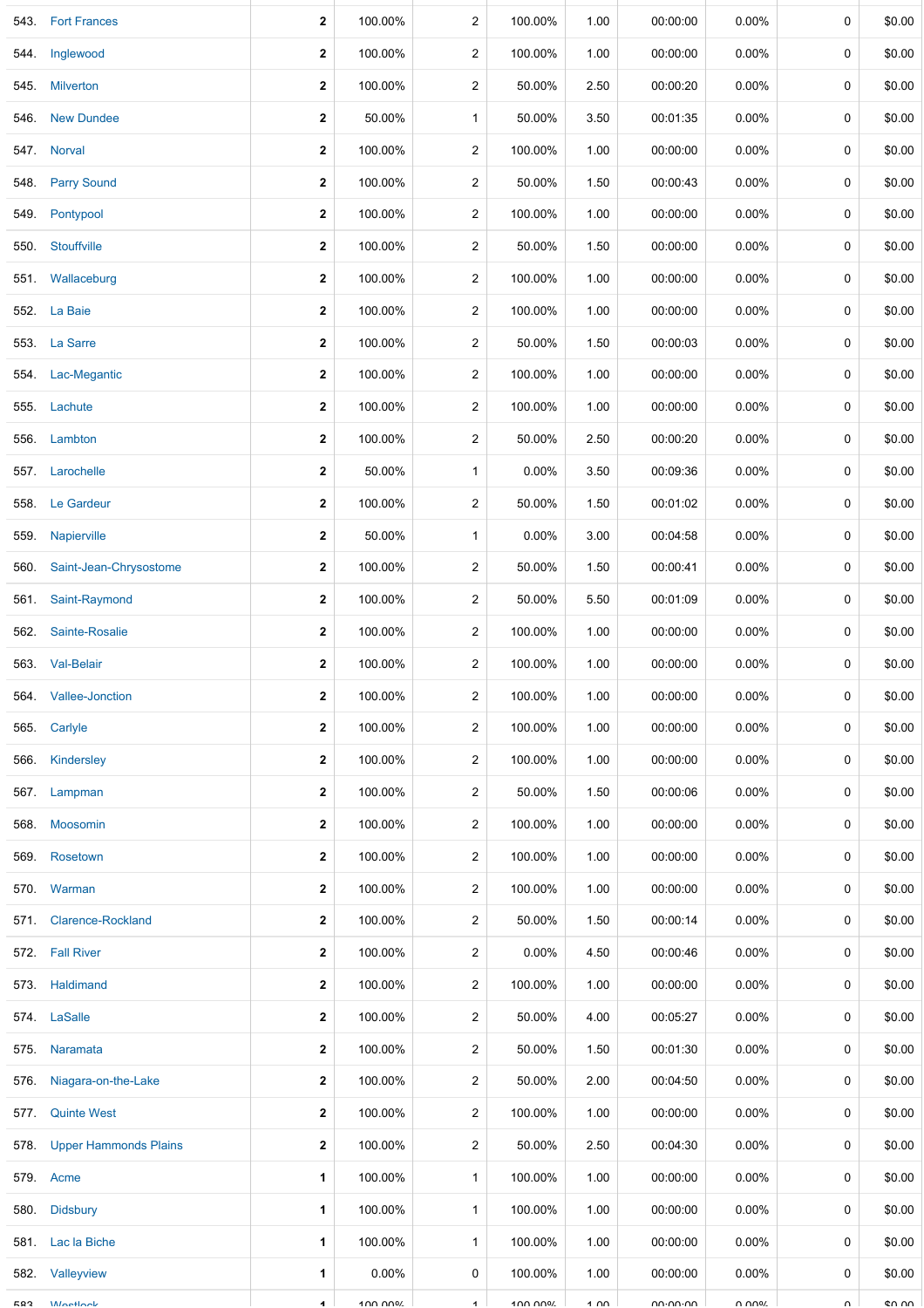| | | | | | | | | | |
|---|---|---|---|---|---|---|---|---|---|
| 543. | Fort Frances | **2** | 100.00% | 2 | 100.00% | 1.00 | 00:00:00 | 0.00% | 0 | $0.00 |
| 544. | Inglewood | **2** | 100.00% | 2 | 100.00% | 1.00 | 00:00:00 | 0.00% | 0 | $0.00 |
| 545. | Milverton | **2** | 100.00% | 2 | 50.00% | 2.50 | 00:00:20 | 0.00% | 0 | $0.00 |
| 546. | New Dundee | **2** | 50.00% | 1 | 50.00% | 3.50 | 00:01:35 | 0.00% | 0 | $0.00 |
| 547. | Norval | **2** | 100.00% | 2 | 100.00% | 1.00 | 00:00:00 | 0.00% | 0 | $0.00 |
| 548. | Parry Sound | **2** | 100.00% | 2 | 50.00% | 1.50 | 00:00:43 | 0.00% | 0 | $0.00 |
| 549. | Pontypool | **2** | 100.00% | 2 | 100.00% | 1.00 | 00:00:00 | 0.00% | 0 | $0.00 |
| 550. | Stouffville | **2** | 100.00% | 2 | 50.00% | 1.50 | 00:00:00 | 0.00% | 0 | $0.00 |
| 551. | Wallaceburg | **2** | 100.00% | 2 | 100.00% | 1.00 | 00:00:00 | 0.00% | 0 | $0.00 |
| 552. | La Baie | **2** | 100.00% | 2 | 100.00% | 1.00 | 00:00:00 | 0.00% | 0 | $0.00 |
| 553. | La Sarre | **2** | 100.00% | 2 | 50.00% | 1.50 | 00:00:03 | 0.00% | 0 | $0.00 |
| 554. | Lac-Megantic | **2** | 100.00% | 2 | 100.00% | 1.00 | 00:00:00 | 0.00% | 0 | $0.00 |
| 555. | Lachute | **2** | 100.00% | 2 | 100.00% | 1.00 | 00:00:00 | 0.00% | 0 | $0.00 |
| 556. | Lambton | **2** | 100.00% | 2 | 50.00% | 2.50 | 00:00:20 | 0.00% | 0 | $0.00 |
| 557. | Larochelle | **2** | 50.00% | 1 | 0.00% | 3.50 | 00:09:36 | 0.00% | 0 | $0.00 |
| 558. | Le Gardeur | **2** | 100.00% | 2 | 50.00% | 1.50 | 00:01:02 | 0.00% | 0 | $0.00 |
| 559. | Napierville | **2** | 50.00% | 1 | 0.00% | 3.00 | 00:04:58 | 0.00% | 0 | $0.00 |
| 560. | Saint-Jean-Chrysostome | **2** | 100.00% | 2 | 50.00% | 1.50 | 00:00:41 | 0.00% | 0 | $0.00 |
| 561. | Saint-Raymond | **2** | 100.00% | 2 | 50.00% | 5.50 | 00:01:09 | 0.00% | 0 | $0.00 |
| 562. | Sainte-Rosalie | **2** | 100.00% | 2 | 100.00% | 1.00 | 00:00:00 | 0.00% | 0 | $0.00 |
| 563. | Val-Belair | **2** | 100.00% | 2 | 100.00% | 1.00 | 00:00:00 | 0.00% | 0 | $0.00 |
| 564. | Vallee-Jonction | **2** | 100.00% | 2 | 100.00% | 1.00 | 00:00:00 | 0.00% | 0 | $0.00 |
| 565. | Carlyle | **2** | 100.00% | 2 | 100.00% | 1.00 | 00:00:00 | 0.00% | 0 | $0.00 |
| 566. | Kindersley | **2** | 100.00% | 2 | 100.00% | 1.00 | 00:00:00 | 0.00% | 0 | $0.00 |
| 567. | Lampman | **2** | 100.00% | 2 | 50.00% | 1.50 | 00:00:06 | 0.00% | 0 | $0.00 |
| 568. | Moosomin | **2** | 100.00% | 2 | 100.00% | 1.00 | 00:00:00 | 0.00% | 0 | $0.00 |
| 569. | Rosetown | **2** | 100.00% | 2 | 100.00% | 1.00 | 00:00:00 | 0.00% | 0 | $0.00 |
| 570. | Warman | **2** | 100.00% | 2 | 100.00% | 1.00 | 00:00:00 | 0.00% | 0 | $0.00 |
| 571. | Clarence-Rockland | **2** | 100.00% | 2 | 50.00% | 1.50 | 00:00:14 | 0.00% | 0 | $0.00 |
| 572. | Fall River | **2** | 100.00% | 2 | 0.00% | 4.50 | 00:00:46 | 0.00% | 0 | $0.00 |
| 573. | Haldimand | **2** | 100.00% | 2 | 100.00% | 1.00 | 00:00:00 | 0.00% | 0 | $0.00 |
| 574. | LaSalle | **2** | 100.00% | 2 | 50.00% | 4.00 | 00:05:27 | 0.00% | 0 | $0.00 |
| 575. | Naramata | **2** | 100.00% | 2 | 50.00% | 1.50 | 00:01:30 | 0.00% | 0 | $0.00 |
| 576. | Niagara-on-the-Lake | **2** | 100.00% | 2 | 50.00% | 2.00 | 00:04:50 | 0.00% | 0 | $0.00 |
| 577. | Quinte West | **2** | 100.00% | 2 | 100.00% | 1.00 | 00:00:00 | 0.00% | 0 | $0.00 |
| 578. | Upper Hammonds Plains | **2** | 100.00% | 2 | 50.00% | 2.50 | 00:04:30 | 0.00% | 0 | $0.00 |
| 579. | Acme | **1** | 100.00% | 1 | 100.00% | 1.00 | 00:00:00 | 0.00% | 0 | $0.00 |
| 580. | Didsbury | **1** | 100.00% | 1 | 100.00% | 1.00 | 00:00:00 | 0.00% | 0 | $0.00 |
| 581. | Lac la Biche | **1** | 100.00% | 1 | 100.00% | 1.00 | 00:00:00 | 0.00% | 0 | $0.00 |
| 582. | Valleyview | **1** | 0.00% | 0 | 100.00% | 1.00 | 00:00:00 | 0.00% | 0 | $0.00 |
| 583. | Westlock | **1** | 100.00% | 1 | 100.00% | 1.00 | 00:00:00 | 0.00% | 0 | $0.00 |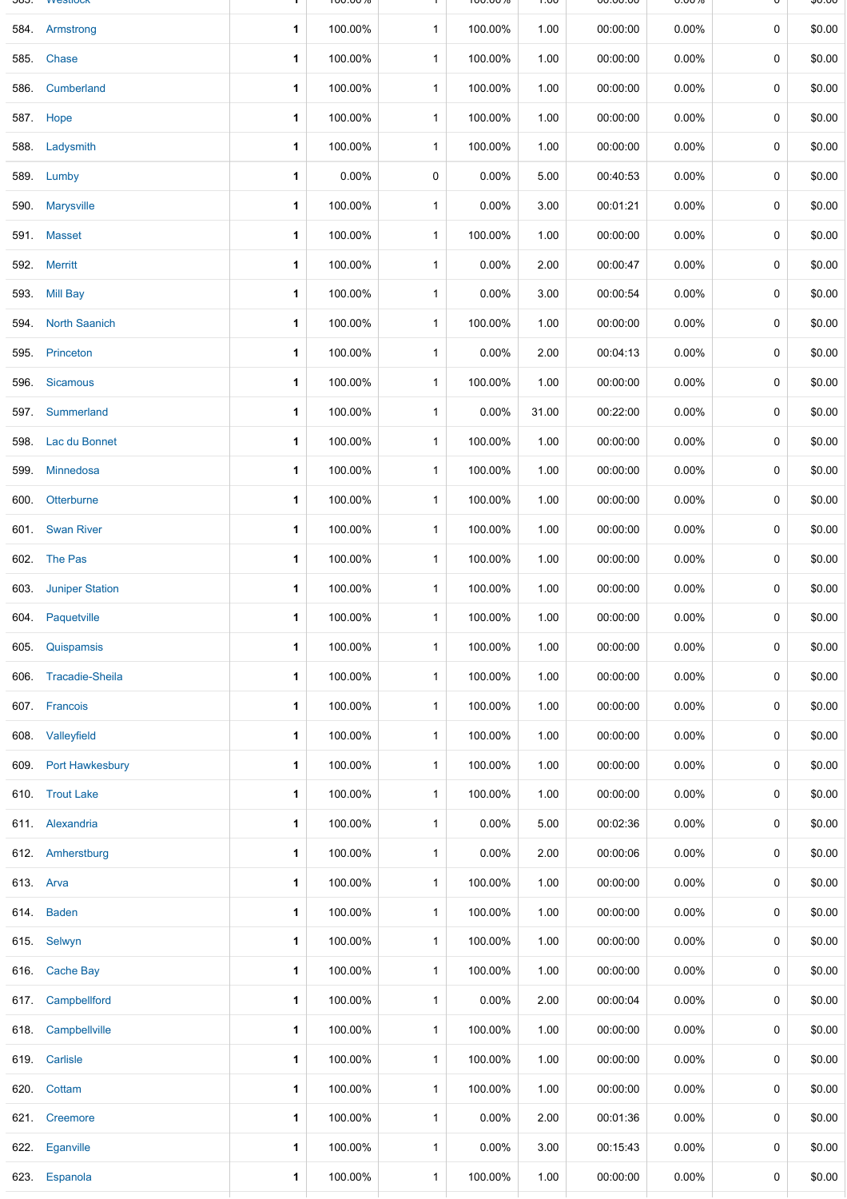| | | | | | | | | | |
|---|---|---|---|---|---|---|---|---|---|
| 584. | Armstrong | **1** | 100.00% | 1 | 100.00% | 1.00 | 00:00:00 | 0.00% | 0 | $0.00 |
| 585. | Chase | **1** | 100.00% | 1 | 100.00% | 1.00 | 00:00:00 | 0.00% | 0 | $0.00 |
| 586. | Cumberland | **1** | 100.00% | 1 | 100.00% | 1.00 | 00:00:00 | 0.00% | 0 | $0.00 |
| 587. | Hope | **1** | 100.00% | 1 | 100.00% | 1.00 | 00:00:00 | 0.00% | 0 | $0.00 |
| 588. | Ladysmith | **1** | 100.00% | 1 | 100.00% | 1.00 | 00:00:00 | 0.00% | 0 | $0.00 |
| 589. | Lumby | **1** | 0.00% | 0 | 0.00% | 5.00 | 00:40:53 | 0.00% | 0 | $0.00 |
| 590. | Marysville | **1** | 100.00% | 1 | 0.00% | 3.00 | 00:01:21 | 0.00% | 0 | $0.00 |
| 591. | Masset | **1** | 100.00% | 1 | 100.00% | 1.00 | 00:00:00 | 0.00% | 0 | $0.00 |
| 592. | Merritt | **1** | 100.00% | 1 | 0.00% | 2.00 | 00:00:47 | 0.00% | 0 | $0.00 |
| 593. | Mill Bay | **1** | 100.00% | 1 | 0.00% | 3.00 | 00:00:54 | 0.00% | 0 | $0.00 |
| 594. | North Saanich | **1** | 100.00% | 1 | 100.00% | 1.00 | 00:00:00 | 0.00% | 0 | $0.00 |
| 595. | Princeton | **1** | 100.00% | 1 | 0.00% | 2.00 | 00:04:13 | 0.00% | 0 | $0.00 |
| 596. | Sicamous | **1** | 100.00% | 1 | 100.00% | 1.00 | 00:00:00 | 0.00% | 0 | $0.00 |
| 597. | Summerland | **1** | 100.00% | 1 | 0.00% | 31.00 | 00:22:00 | 0.00% | 0 | $0.00 |
| 598. | Lac du Bonnet | **1** | 100.00% | 1 | 100.00% | 1.00 | 00:00:00 | 0.00% | 0 | $0.00 |
| 599. | Minnedosa | **1** | 100.00% | 1 | 100.00% | 1.00 | 00:00:00 | 0.00% | 0 | $0.00 |
| 600. | Otterburne | **1** | 100.00% | 1 | 100.00% | 1.00 | 00:00:00 | 0.00% | 0 | $0.00 |
| 601. | Swan River | **1** | 100.00% | 1 | 100.00% | 1.00 | 00:00:00 | 0.00% | 0 | $0.00 |
| 602. | The Pas | **1** | 100.00% | 1 | 100.00% | 1.00 | 00:00:00 | 0.00% | 0 | $0.00 |
| 603. | Juniper Station | **1** | 100.00% | 1 | 100.00% | 1.00 | 00:00:00 | 0.00% | 0 | $0.00 |
| 604. | Paquetville | **1** | 100.00% | 1 | 100.00% | 1.00 | 00:00:00 | 0.00% | 0 | $0.00 |
| 605. | Quispamsis | **1** | 100.00% | 1 | 100.00% | 1.00 | 00:00:00 | 0.00% | 0 | $0.00 |
| 606. | Tracadie-Sheila | **1** | 100.00% | 1 | 100.00% | 1.00 | 00:00:00 | 0.00% | 0 | $0.00 |
| 607. | Francois | **1** | 100.00% | 1 | 100.00% | 1.00 | 00:00:00 | 0.00% | 0 | $0.00 |
| 608. | Valleyfield | **1** | 100.00% | 1 | 100.00% | 1.00 | 00:00:00 | 0.00% | 0 | $0.00 |
| 609. | Port Hawkesbury | **1** | 100.00% | 1 | 100.00% | 1.00 | 00:00:00 | 0.00% | 0 | $0.00 |
| 610. | Trout Lake | **1** | 100.00% | 1 | 100.00% | 1.00 | 00:00:00 | 0.00% | 0 | $0.00 |
| 611. | Alexandria | **1** | 100.00% | 1 | 0.00% | 5.00 | 00:02:36 | 0.00% | 0 | $0.00 |
| 612. | Amherstburg | **1** | 100.00% | 1 | 0.00% | 2.00 | 00:00:06 | 0.00% | 0 | $0.00 |
| 613. | Arva | **1** | 100.00% | 1 | 100.00% | 1.00 | 00:00:00 | 0.00% | 0 | $0.00 |
| 614. | Baden | **1** | 100.00% | 1 | 100.00% | 1.00 | 00:00:00 | 0.00% | 0 | $0.00 |
| 615. | Selwyn | **1** | 100.00% | 1 | 100.00% | 1.00 | 00:00:00 | 0.00% | 0 | $0.00 |
| 616. | Cache Bay | **1** | 100.00% | 1 | 100.00% | 1.00 | 00:00:00 | 0.00% | 0 | $0.00 |
| 617. | Campbellford | **1** | 100.00% | 1 | 0.00% | 2.00 | 00:00:04 | 0.00% | 0 | $0.00 |
| 618. | Campbellville | **1** | 100.00% | 1 | 100.00% | 1.00 | 00:00:00 | 0.00% | 0 | $0.00 |
| 619. | Carlisle | **1** | 100.00% | 1 | 100.00% | 1.00 | 00:00:00 | 0.00% | 0 | $0.00 |
| 620. | Cottam | **1** | 100.00% | 1 | 100.00% | 1.00 | 00:00:00 | 0.00% | 0 | $0.00 |
| 621. | Creemore | **1** | 100.00% | 1 | 0.00% | 2.00 | 00:01:36 | 0.00% | 0 | $0.00 |
| 622. | Eganville | **1** | 100.00% | 1 | 0.00% | 3.00 | 00:15:43 | 0.00% | 0 | $0.00 |
| 623. | Espanola | **1** | 100.00% | 1 | 100.00% | 1.00 | 00:00:00 | 0.00% | 0 | $0.00 |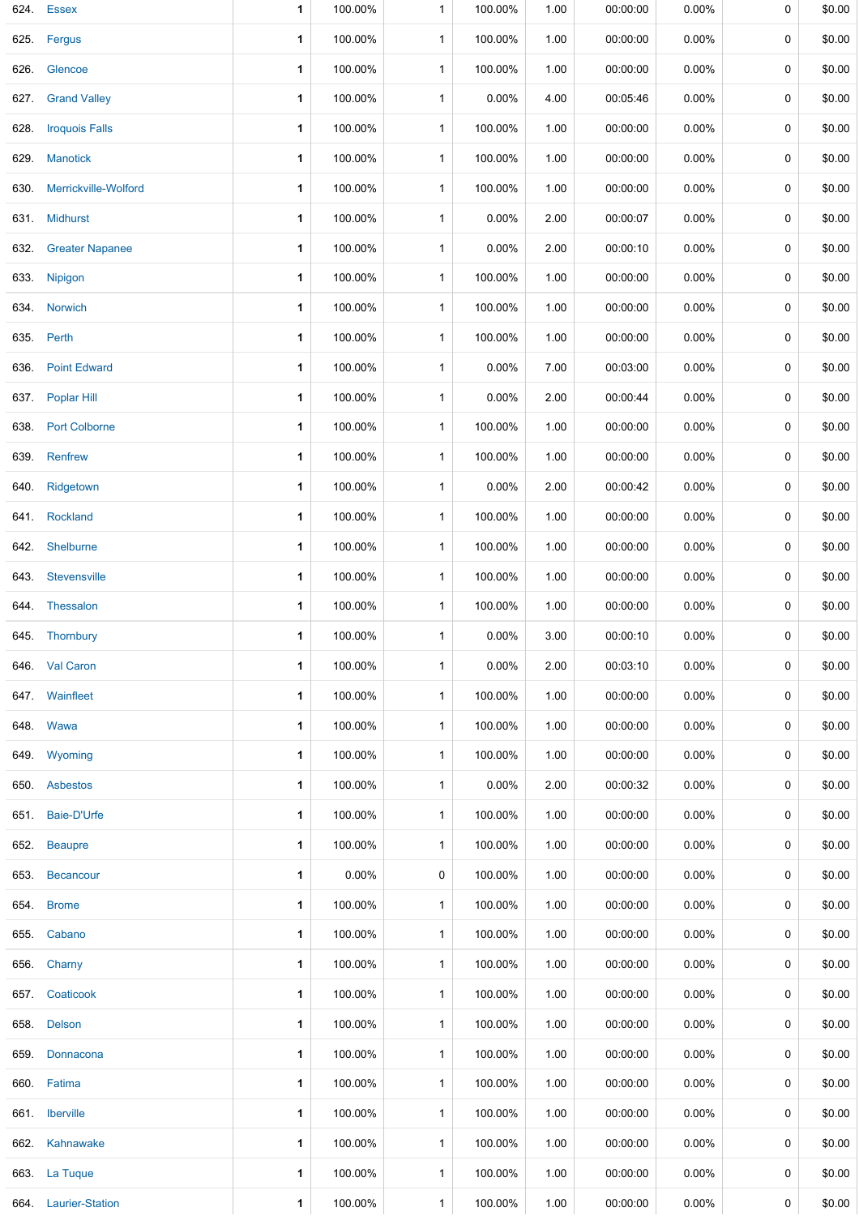| | | | | | | | | | | |
|---|---|---|---|---|---|---|---|---|---|---|
| 624. | Essex | 1 | 100.00% | 1 | 100.00% | 1.00 | 00:00:00 | 0.00% | 0 | $0.00 |
| 625. | Fergus | 1 | 100.00% | 1 | 100.00% | 1.00 | 00:00:00 | 0.00% | 0 | $0.00 |
| 626. | Glencoe | 1 | 100.00% | 1 | 100.00% | 1.00 | 00:00:00 | 0.00% | 0 | $0.00 |
| 627. | Grand Valley | 1 | 100.00% | 1 | 0.00% | 4.00 | 00:05:46 | 0.00% | 0 | $0.00 |
| 628. | Iroquois Falls | 1 | 100.00% | 1 | 100.00% | 1.00 | 00:00:00 | 0.00% | 0 | $0.00 |
| 629. | Manotick | 1 | 100.00% | 1 | 100.00% | 1.00 | 00:00:00 | 0.00% | 0 | $0.00 |
| 630. | Merrickville-Wolford | 1 | 100.00% | 1 | 100.00% | 1.00 | 00:00:00 | 0.00% | 0 | $0.00 |
| 631. | Midhurst | 1 | 100.00% | 1 | 0.00% | 2.00 | 00:00:07 | 0.00% | 0 | $0.00 |
| 632. | Greater Napanee | 1 | 100.00% | 1 | 0.00% | 2.00 | 00:00:10 | 0.00% | 0 | $0.00 |
| 633. | Nipigon | 1 | 100.00% | 1 | 100.00% | 1.00 | 00:00:00 | 0.00% | 0 | $0.00 |
| 634. | Norwich | 1 | 100.00% | 1 | 100.00% | 1.00 | 00:00:00 | 0.00% | 0 | $0.00 |
| 635. | Perth | 1 | 100.00% | 1 | 100.00% | 1.00 | 00:00:00 | 0.00% | 0 | $0.00 |
| 636. | Point Edward | 1 | 100.00% | 1 | 0.00% | 7.00 | 00:03:00 | 0.00% | 0 | $0.00 |
| 637. | Poplar Hill | 1 | 100.00% | 1 | 0.00% | 2.00 | 00:00:44 | 0.00% | 0 | $0.00 |
| 638. | Port Colborne | 1 | 100.00% | 1 | 100.00% | 1.00 | 00:00:00 | 0.00% | 0 | $0.00 |
| 639. | Renfrew | 1 | 100.00% | 1 | 100.00% | 1.00 | 00:00:00 | 0.00% | 0 | $0.00 |
| 640. | Ridgetown | 1 | 100.00% | 1 | 0.00% | 2.00 | 00:00:42 | 0.00% | 0 | $0.00 |
| 641. | Rockland | 1 | 100.00% | 1 | 100.00% | 1.00 | 00:00:00 | 0.00% | 0 | $0.00 |
| 642. | Shelburne | 1 | 100.00% | 1 | 100.00% | 1.00 | 00:00:00 | 0.00% | 0 | $0.00 |
| 643. | Stevensville | 1 | 100.00% | 1 | 100.00% | 1.00 | 00:00:00 | 0.00% | 0 | $0.00 |
| 644. | Thessalon | 1 | 100.00% | 1 | 100.00% | 1.00 | 00:00:00 | 0.00% | 0 | $0.00 |
| 645. | Thornbury | 1 | 100.00% | 1 | 0.00% | 3.00 | 00:00:10 | 0.00% | 0 | $0.00 |
| 646. | Val Caron | 1 | 100.00% | 1 | 0.00% | 2.00 | 00:03:10 | 0.00% | 0 | $0.00 |
| 647. | Wainfleet | 1 | 100.00% | 1 | 100.00% | 1.00 | 00:00:00 | 0.00% | 0 | $0.00 |
| 648. | Wawa | 1 | 100.00% | 1 | 100.00% | 1.00 | 00:00:00 | 0.00% | 0 | $0.00 |
| 649. | Wyoming | 1 | 100.00% | 1 | 100.00% | 1.00 | 00:00:00 | 0.00% | 0 | $0.00 |
| 650. | Asbestos | 1 | 100.00% | 1 | 0.00% | 2.00 | 00:00:32 | 0.00% | 0 | $0.00 |
| 651. | Baie-D'Urfe | 1 | 100.00% | 1 | 100.00% | 1.00 | 00:00:00 | 0.00% | 0 | $0.00 |
| 652. | Beaupre | 1 | 100.00% | 1 | 100.00% | 1.00 | 00:00:00 | 0.00% | 0 | $0.00 |
| 653. | Becancour | 1 | 0.00% | 0 | 100.00% | 1.00 | 00:00:00 | 0.00% | 0 | $0.00 |
| 654. | Brome | 1 | 100.00% | 1 | 100.00% | 1.00 | 00:00:00 | 0.00% | 0 | $0.00 |
| 655. | Cabano | 1 | 100.00% | 1 | 100.00% | 1.00 | 00:00:00 | 0.00% | 0 | $0.00 |
| 656. | Charny | 1 | 100.00% | 1 | 100.00% | 1.00 | 00:00:00 | 0.00% | 0 | $0.00 |
| 657. | Coaticook | 1 | 100.00% | 1 | 100.00% | 1.00 | 00:00:00 | 0.00% | 0 | $0.00 |
| 658. | Delson | 1 | 100.00% | 1 | 100.00% | 1.00 | 00:00:00 | 0.00% | 0 | $0.00 |
| 659. | Donnacona | 1 | 100.00% | 1 | 100.00% | 1.00 | 00:00:00 | 0.00% | 0 | $0.00 |
| 660. | Fatima | 1 | 100.00% | 1 | 100.00% | 1.00 | 00:00:00 | 0.00% | 0 | $0.00 |
| 661. | Iberville | 1 | 100.00% | 1 | 100.00% | 1.00 | 00:00:00 | 0.00% | 0 | $0.00 |
| 662. | Kahnawake | 1 | 100.00% | 1 | 100.00% | 1.00 | 00:00:00 | 0.00% | 0 | $0.00 |
| 663. | La Tuque | 1 | 100.00% | 1 | 100.00% | 1.00 | 00:00:00 | 0.00% | 0 | $0.00 |
| 664. | Laurier-Station | 1 | 100.00% | 1 | 100.00% | 1.00 | 00:00:00 | 0.00% | 0 | $0.00 |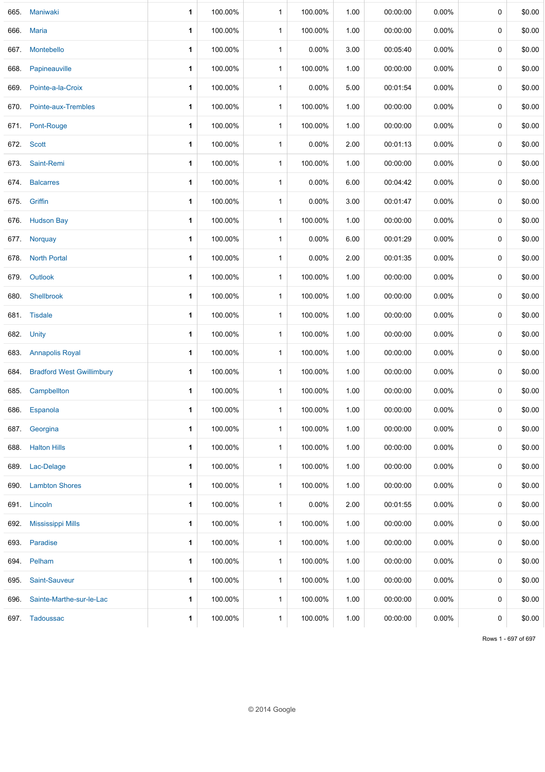| | | | | | | | | | | |
|---|---|---|---|---|---|---|---|---|---|---|
| 665. | Maniwaki | 1 | 100.00% | 1 | 100.00% | 1.00 | 00:00:00 | 0.00% | 0 | $0.00 |
| 666. | Maria | 1 | 100.00% | 1 | 100.00% | 1.00 | 00:00:00 | 0.00% | 0 | $0.00 |
| 667. | Montebello | 1 | 100.00% | 1 | 0.00% | 3.00 | 00:05:40 | 0.00% | 0 | $0.00 |
| 668. | Papineauville | 1 | 100.00% | 1 | 100.00% | 1.00 | 00:00:00 | 0.00% | 0 | $0.00 |
| 669. | Pointe-a-la-Croix | 1 | 100.00% | 1 | 0.00% | 5.00 | 00:01:54 | 0.00% | 0 | $0.00 |
| 670. | Pointe-aux-Trembles | 1 | 100.00% | 1 | 100.00% | 1.00 | 00:00:00 | 0.00% | 0 | $0.00 |
| 671. | Pont-Rouge | 1 | 100.00% | 1 | 100.00% | 1.00 | 00:00:00 | 0.00% | 0 | $0.00 |
| 672. | Scott | 1 | 100.00% | 1 | 0.00% | 2.00 | 00:01:13 | 0.00% | 0 | $0.00 |
| 673. | Saint-Remi | 1 | 100.00% | 1 | 100.00% | 1.00 | 00:00:00 | 0.00% | 0 | $0.00 |
| 674. | Balcarres | 1 | 100.00% | 1 | 0.00% | 6.00 | 00:04:42 | 0.00% | 0 | $0.00 |
| 675. | Griffin | 1 | 100.00% | 1 | 0.00% | 3.00 | 00:01:47 | 0.00% | 0 | $0.00 |
| 676. | Hudson Bay | 1 | 100.00% | 1 | 100.00% | 1.00 | 00:00:00 | 0.00% | 0 | $0.00 |
| 677. | Norquay | 1 | 100.00% | 1 | 0.00% | 6.00 | 00:01:29 | 0.00% | 0 | $0.00 |
| 678. | North Portal | 1 | 100.00% | 1 | 0.00% | 2.00 | 00:01:35 | 0.00% | 0 | $0.00 |
| 679. | Outlook | 1 | 100.00% | 1 | 100.00% | 1.00 | 00:00:00 | 0.00% | 0 | $0.00 |
| 680. | Shellbrook | 1 | 100.00% | 1 | 100.00% | 1.00 | 00:00:00 | 0.00% | 0 | $0.00 |
| 681. | Tisdale | 1 | 100.00% | 1 | 100.00% | 1.00 | 00:00:00 | 0.00% | 0 | $0.00 |
| 682. | Unity | 1 | 100.00% | 1 | 100.00% | 1.00 | 00:00:00 | 0.00% | 0 | $0.00 |
| 683. | Annapolis Royal | 1 | 100.00% | 1 | 100.00% | 1.00 | 00:00:00 | 0.00% | 0 | $0.00 |
| 684. | Bradford West Gwillimbury | 1 | 100.00% | 1 | 100.00% | 1.00 | 00:00:00 | 0.00% | 0 | $0.00 |
| 685. | Campbellton | 1 | 100.00% | 1 | 100.00% | 1.00 | 00:00:00 | 0.00% | 0 | $0.00 |
| 686. | Espanola | 1 | 100.00% | 1 | 100.00% | 1.00 | 00:00:00 | 0.00% | 0 | $0.00 |
| 687. | Georgina | 1 | 100.00% | 1 | 100.00% | 1.00 | 00:00:00 | 0.00% | 0 | $0.00 |
| 688. | Halton Hills | 1 | 100.00% | 1 | 100.00% | 1.00 | 00:00:00 | 0.00% | 0 | $0.00 |
| 689. | Lac-Delage | 1 | 100.00% | 1 | 100.00% | 1.00 | 00:00:00 | 0.00% | 0 | $0.00 |
| 690. | Lambton Shores | 1 | 100.00% | 1 | 100.00% | 1.00 | 00:00:00 | 0.00% | 0 | $0.00 |
| 691. | Lincoln | 1 | 100.00% | 1 | 0.00% | 2.00 | 00:01:55 | 0.00% | 0 | $0.00 |
| 692. | Mississippi Mills | 1 | 100.00% | 1 | 100.00% | 1.00 | 00:00:00 | 0.00% | 0 | $0.00 |
| 693. | Paradise | 1 | 100.00% | 1 | 100.00% | 1.00 | 00:00:00 | 0.00% | 0 | $0.00 |
| 694. | Pelham | 1 | 100.00% | 1 | 100.00% | 1.00 | 00:00:00 | 0.00% | 0 | $0.00 |
| 695. | Saint-Sauveur | 1 | 100.00% | 1 | 100.00% | 1.00 | 00:00:00 | 0.00% | 0 | $0.00 |
| 696. | Sainte-Marthe-sur-le-Lac | 1 | 100.00% | 1 | 100.00% | 1.00 | 00:00:00 | 0.00% | 0 | $0.00 |
| 697. | Tadoussac | 1 | 100.00% | 1 | 100.00% | 1.00 | 00:00:00 | 0.00% | 0 | $0.00 |

Rows 1 - 697 of 697

© 2014 Google